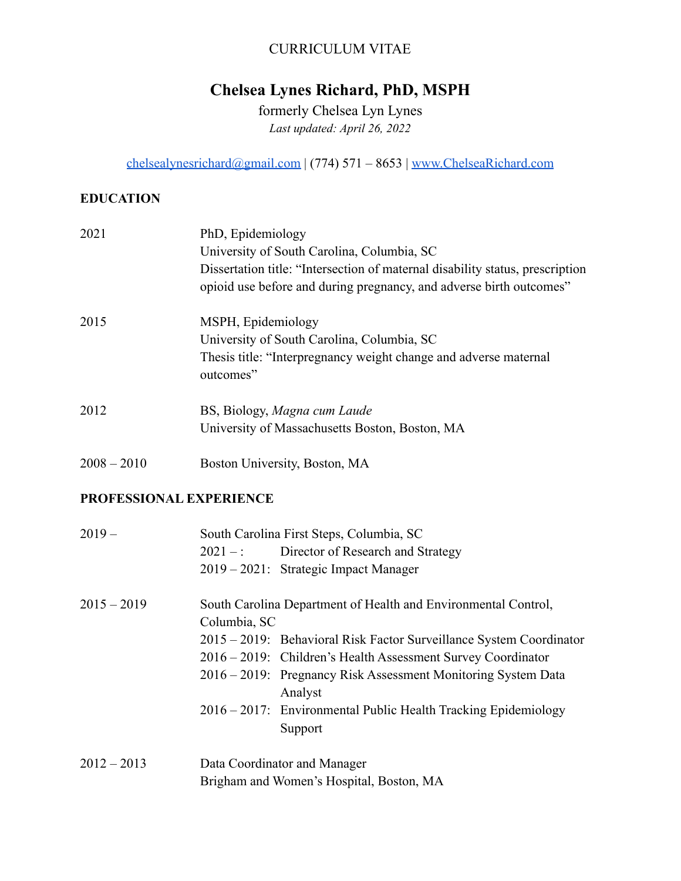CURRICULUM VITAE

# Chelsea Lynes Richard, PhD, MSPH

formerly Chelsea Lyn Lynes

*Last updated: April 26, 2022*

chelsealynesrichard@gmail.com | (774) 571 – 8653 | www.ChelseaRichard.com

## EDUCATION

| | |
|---|---|
| 2021 | PhD, Epidemiology<br>University of South Carolina, Columbia, SC<br>Dissertation title: "Intersection of maternal disability status, prescription opioid use before and during pregnancy, and adverse birth outcomes" |
| 2015 | MSPH, Epidemiology<br>University of South Carolina, Columbia, SC<br>Thesis title: "Interpregnancy weight change and adverse maternal outcomes" |
| 2012 | BS, Biology, *Magna cum Laude*<br>University of Massachusetts Boston, Boston, MA |
| 2008 – 2010 | Boston University, Boston, MA |

## PROFESSIONAL EXPERIENCE

| | |
|---|---|
| 2019 – | South Carolina First Steps, Columbia, SC<br>2021 – : Director of Research and Strategy<br>2019 – 2021: Strategic Impact Manager |
| 2015 – 2019 | South Carolina Department of Health and Environmental Control, Columbia, SC<br>2015 – 2019: Behavioral Risk Factor Surveillance System Coordinator<br>2016 – 2019: Children's Health Assessment Survey Coordinator<br>2016 – 2019: Pregnancy Risk Assessment Monitoring System Data Analyst<br>2016 – 2017: Environmental Public Health Tracking Epidemiology Support |
| 2012 – 2013 | Data Coordinator and Manager<br>Brigham and Women's Hospital, Boston, MA |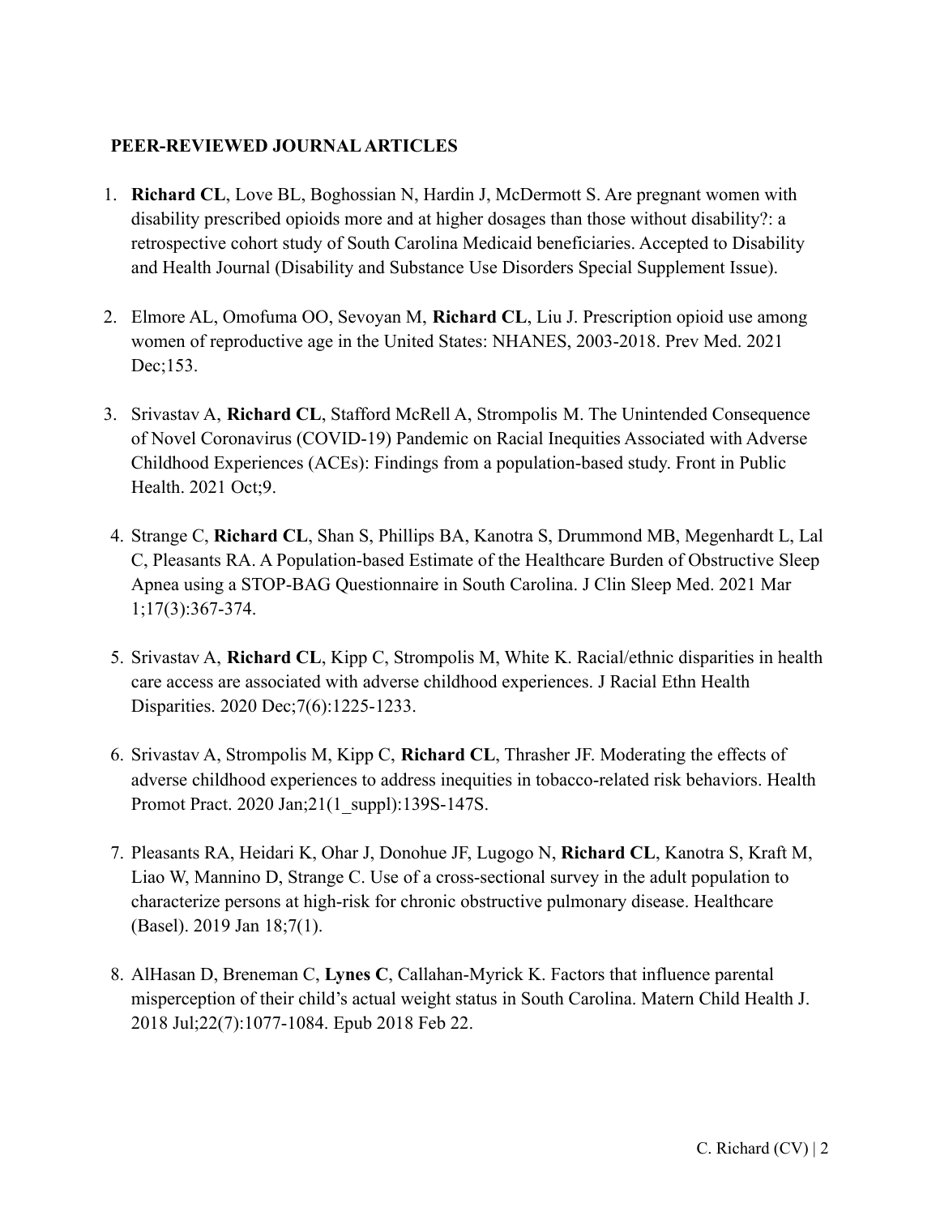## PEER-REVIEWED JOURNAL ARTICLES

1. **Richard CL**, Love BL, Boghossian N, Hardin J, McDermott S. Are pregnant women with disability prescribed opioids more and at higher dosages than those without disability?: a retrospective cohort study of South Carolina Medicaid beneficiaries. Accepted to Disability and Health Journal (Disability and Substance Use Disorders Special Supplement Issue).

2. Elmore AL, Omofuma OO, Sevoyan M, **Richard CL**, Liu J. Prescription opioid use among women of reproductive age in the United States: NHANES, 2003-2018. Prev Med. 2021 Dec;153.

3. Srivastav A, **Richard CL**, Stafford McRell A, Strompolis M. The Unintended Consequence of Novel Coronavirus (COVID-19) Pandemic on Racial Inequities Associated with Adverse Childhood Experiences (ACEs): Findings from a population-based study. Front in Public Health. 2021 Oct;9.

4. Strange C, **Richard CL**, Shan S, Phillips BA, Kanotra S, Drummond MB, Megenhardt L, Lal C, Pleasants RA. A Population-based Estimate of the Healthcare Burden of Obstructive Sleep Apnea using a STOP-BAG Questionnaire in South Carolina. J Clin Sleep Med. 2021 Mar 1;17(3):367-374.

5. Srivastav A, **Richard CL**, Kipp C, Strompolis M, White K. Racial/ethnic disparities in health care access are associated with adverse childhood experiences. J Racial Ethn Health Disparities. 2020 Dec;7(6):1225-1233.

6. Srivastav A, Strompolis M, Kipp C, **Richard CL**, Thrasher JF. Moderating the effects of adverse childhood experiences to address inequities in tobacco-related risk behaviors. Health Promot Pract. 2020 Jan;21(1_suppl):139S-147S.

7. Pleasants RA, Heidari K, Ohar J, Donohue JF, Lugogo N, **Richard CL**, Kanotra S, Kraft M, Liao W, Mannino D, Strange C. Use of a cross-sectional survey in the adult population to characterize persons at high-risk for chronic obstructive pulmonary disease. Healthcare (Basel). 2019 Jan 18;7(1).

8. AlHasan D, Breneman C, **Lynes C**, Callahan-Myrick K. Factors that influence parental misperception of their child's actual weight status in South Carolina. Matern Child Health J. 2018 Jul;22(7):1077-1084. Epub 2018 Feb 22.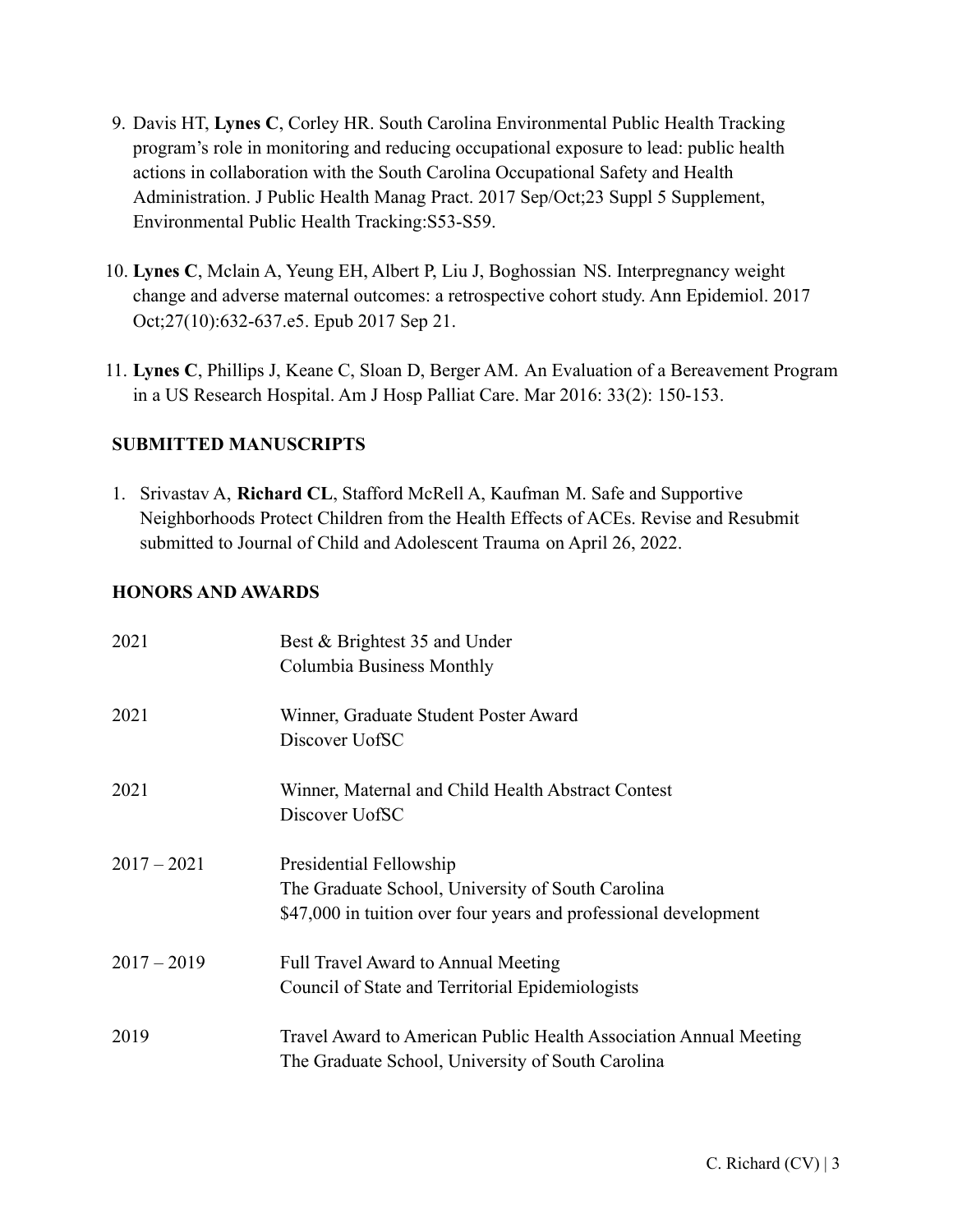9. Davis HT, **Lynes C**, Corley HR. South Carolina Environmental Public Health Tracking program's role in monitoring and reducing occupational exposure to lead: public health actions in collaboration with the South Carolina Occupational Safety and Health Administration. J Public Health Manag Pract. 2017 Sep/Oct;23 Suppl 5 Supplement, Environmental Public Health Tracking:S53-S59.

10. **Lynes C**, Mclain A, Yeung EH, Albert P, Liu J, Boghossian NS. Interpregnancy weight change and adverse maternal outcomes: a retrospective cohort study. Ann Epidemiol. 2017 Oct;27(10):632-637.e5. Epub 2017 Sep 21.

11. **Lynes C**, Phillips J, Keane C, Sloan D, Berger AM. An Evaluation of a Bereavement Program in a US Research Hospital. Am J Hosp Palliat Care. Mar 2016: 33(2): 150-153.

## SUBMITTED MANUSCRIPTS

1. Srivastav A, **Richard CL**, Stafford McRell A, Kaufman M. Safe and Supportive Neighborhoods Protect Children from the Health Effects of ACEs. Revise and Resubmit submitted to Journal of Child and Adolescent Trauma on April 26, 2022.

## HONORS AND AWARDS

| | |
|---|---|
| 2021 | Best & Brightest 35 and Under<br>Columbia Business Monthly |
| 2021 | Winner, Graduate Student Poster Award<br>Discover UofSC |
| 2021 | Winner, Maternal and Child Health Abstract Contest<br>Discover UofSC |
| 2017 – 2021 | Presidential Fellowship<br>The Graduate School, University of South Carolina<br>$47,000 in tuition over four years and professional development |
| 2017 – 2019 | Full Travel Award to Annual Meeting<br>Council of State and Territorial Epidemiologists |
| 2019 | Travel Award to American Public Health Association Annual Meeting<br>The Graduate School, University of South Carolina |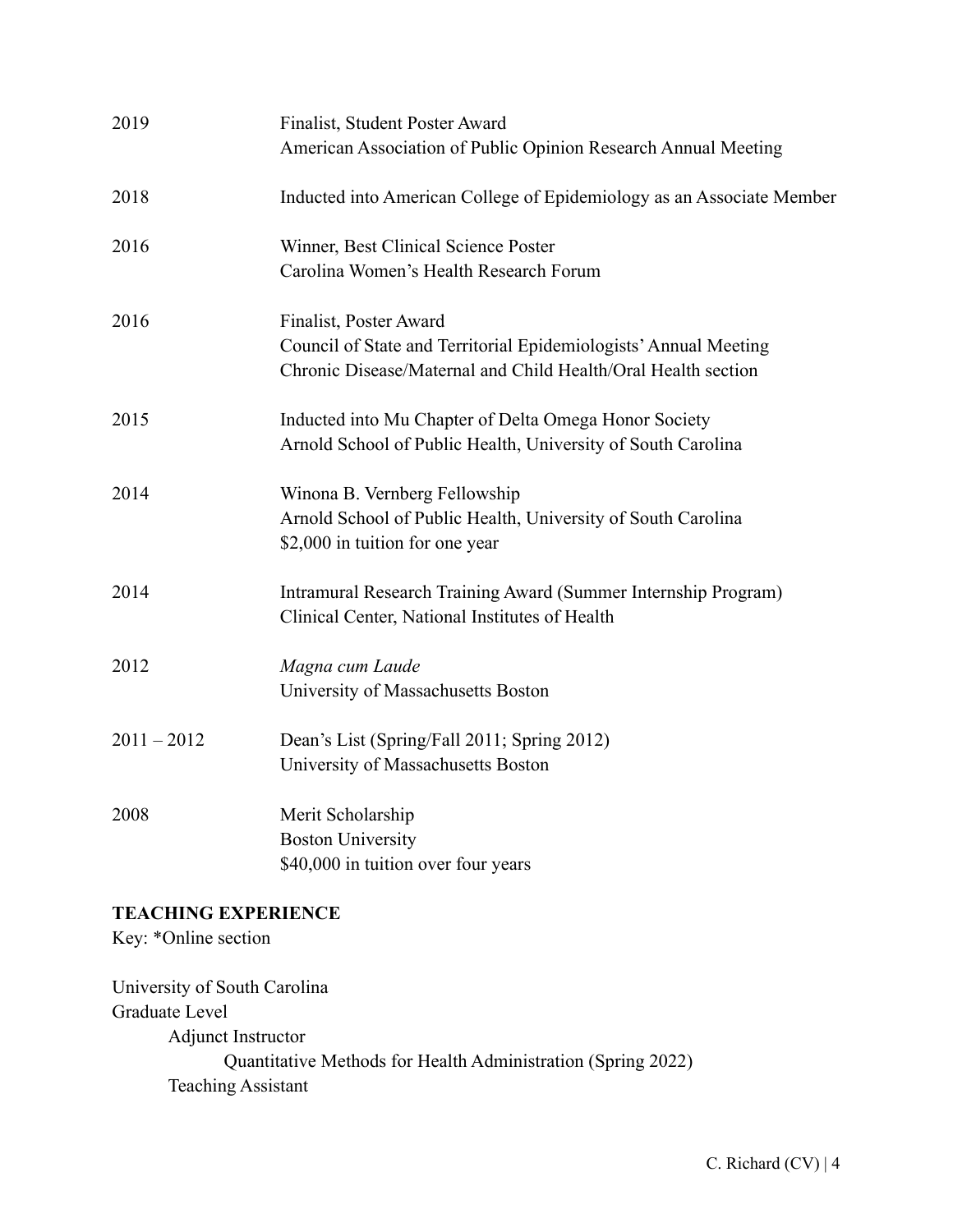| | |
|---|---|
| 2019 | Finalist, Student Poster Award<br>American Association of Public Opinion Research Annual Meeting |
| 2018 | Inducted into American College of Epidemiology as an Associate Member |
| 2016 | Winner, Best Clinical Science Poster<br>Carolina Women's Health Research Forum |
| 2016 | Finalist, Poster Award<br>Council of State and Territorial Epidemiologists' Annual Meeting<br>Chronic Disease/Maternal and Child Health/Oral Health section |
| 2015 | Inducted into Mu Chapter of Delta Omega Honor Society<br>Arnold School of Public Health, University of South Carolina |
| 2014 | Winona B. Vernberg Fellowship<br>Arnold School of Public Health, University of South Carolina<br>$2,000 in tuition for one year |
| 2014 | Intramural Research Training Award (Summer Internship Program)<br>Clinical Center, National Institutes of Health |
| 2012 | *Magna cum Laude*<br>University of Massachusetts Boston |
| 2011 – 2012 | Dean's List (Spring/Fall 2011; Spring 2012)<br>University of Massachusetts Boston |
| 2008 | Merit Scholarship<br>Boston University<br>$40,000 in tuition over four years |

**TEACHING EXPERIENCE**

Key: *Online section

University of South Carolina

Graduate Level

- Adjunct Instructor
  - Quantitative Methods for Health Administration (Spring 2022)
- Teaching Assistant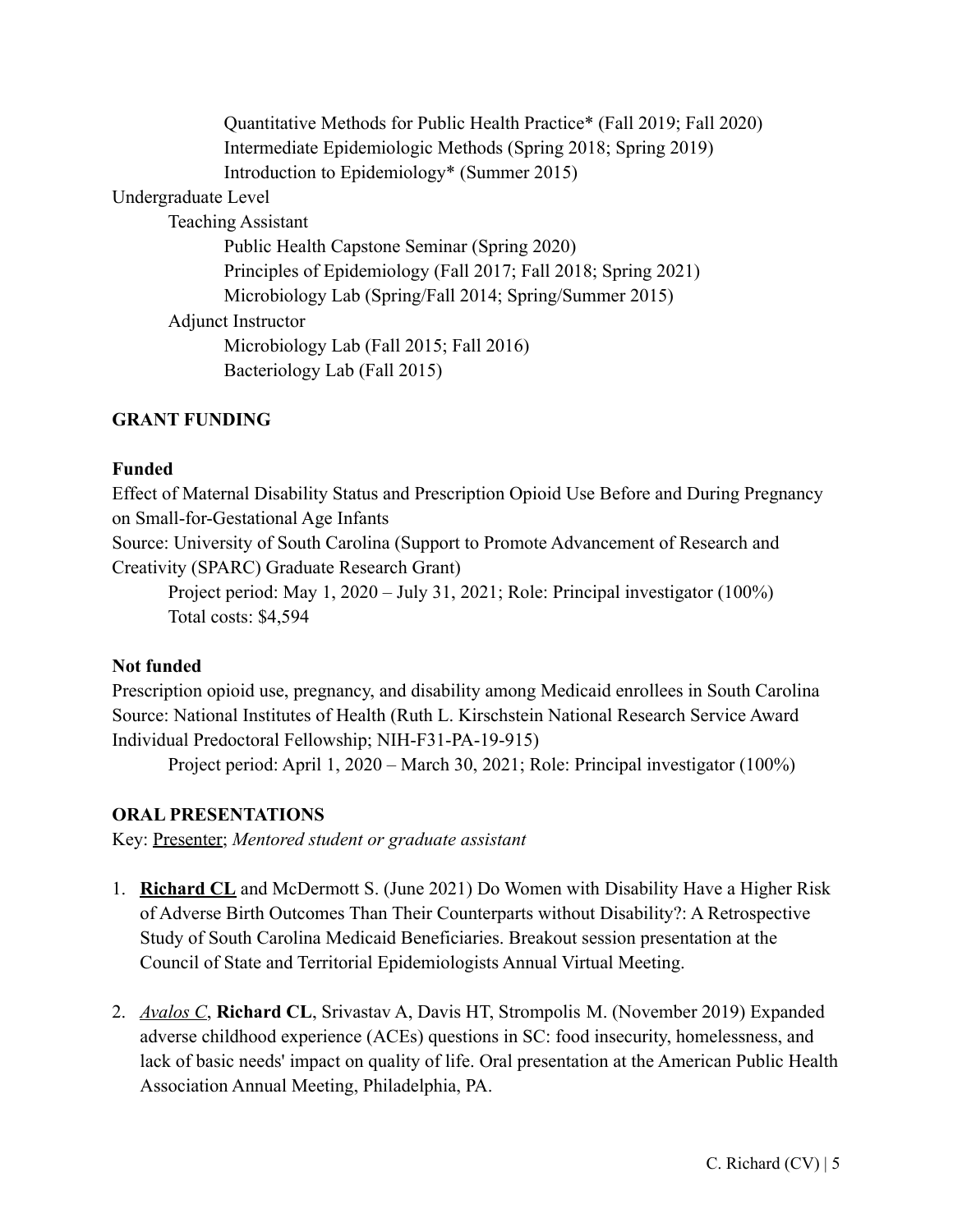Quantitative Methods for Public Health Practice* (Fall 2019; Fall 2020)
Intermediate Epidemiologic Methods (Spring 2018; Spring 2019)
Introduction to Epidemiology* (Summer 2015)

Undergraduate Level

Teaching Assistant

Public Health Capstone Seminar (Spring 2020)
Principles of Epidemiology (Fall 2017; Fall 2018; Spring 2021)
Microbiology Lab (Spring/Fall 2014; Spring/Summer 2015)

Adjunct Instructor

Microbiology Lab (Fall 2015; Fall 2016)
Bacteriology Lab (Fall 2015)

## GRANT FUNDING

**Funded**

Effect of Maternal Disability Status and Prescription Opioid Use Before and During Pregnancy on Small-for-Gestational Age Infants
Source: University of South Carolina (Support to Promote Advancement of Research and Creativity (SPARC) Graduate Research Grant)
Project period: May 1, 2020 – July 31, 2021; Role: Principal investigator (100%)
Total costs: $4,594

**Not funded**

Prescription opioid use, pregnancy, and disability among Medicaid enrollees in South Carolina
Source: National Institutes of Health (Ruth L. Kirschstein National Research Service Award Individual Predoctoral Fellowship; NIH-F31-PA-19-915)
Project period: April 1, 2020 – March 30, 2021; Role: Principal investigator (100%)

## ORAL PRESENTATIONS

Key: <u>Presenter</u>; *Mentored student or graduate assistant*

1. **<u>Richard CL</u>** and McDermott S. (June 2021) Do Women with Disability Have a Higher Risk of Adverse Birth Outcomes Than Their Counterparts without Disability?: A Retrospective Study of South Carolina Medicaid Beneficiaries. Breakout session presentation at the Council of State and Territorial Epidemiologists Annual Virtual Meeting.

2. *<u>Avalos C</u>*, **Richard CL**, Srivastav A, Davis HT, Strompolis M. (November 2019) Expanded adverse childhood experience (ACEs) questions in SC: food insecurity, homelessness, and lack of basic needs' impact on quality of life. Oral presentation at the American Public Health Association Annual Meeting, Philadelphia, PA.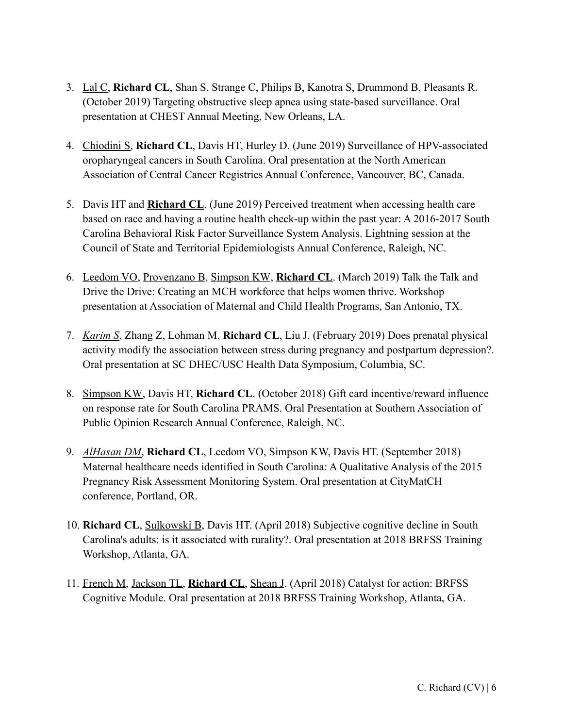3. <u>Lal C</u>, **Richard CL**, Shan S, Strange C, Philips B, Kanotra S, Drummond B, Pleasants R. (October 2019) Targeting obstructive sleep apnea using state-based surveillance. Oral presentation at CHEST Annual Meeting, New Orleans, LA.

4. <u>Chiodini S</u>, **Richard CL**, Davis HT, Hurley D. (June 2019) Surveillance of HPV-associated oropharyngeal cancers in South Carolina. Oral presentation at the North American Association of Central Cancer Registries Annual Conference, Vancouver, BC, Canada.

5. Davis HT and **<u>Richard CL</u>**. (June 2019) Perceived treatment when accessing health care based on race and having a routine health check-up within the past year: A 2016-2017 South Carolina Behavioral Risk Factor Surveillance System Analysis. Lightning session at the Council of State and Territorial Epidemiologists Annual Conference, Raleigh, NC.

6. <u>Leedom VO</u>, <u>Provenzano B</u>, <u>Simpson KW</u>, **<u>Richard CL</u>**. (March 2019) Talk the Talk and Drive the Drive: Creating an MCH workforce that helps women thrive. Workshop presentation at Association of Maternal and Child Health Programs, San Antonio, TX.

7. *<u>Karim S</u>*, Zhang Z, Lohman M, **Richard CL**, Liu J. (February 2019) Does prenatal physical activity modify the association between stress during pregnancy and postpartum depression?. Oral presentation at SC DHEC/USC Health Data Symposium, Columbia, SC.

8. <u>Simpson KW</u>, Davis HT, **Richard CL**. (October 2018) Gift card incentive/reward influence on response rate for South Carolina PRAMS. Oral Presentation at Southern Association of Public Opinion Research Annual Conference, Raleigh, NC.

9. *<u>AlHasan DM</u>*, **Richard CL**, Leedom VO, Simpson KW, Davis HT. (September 2018) Maternal healthcare needs identified in South Carolina: A Qualitative Analysis of the 2015 Pregnancy Risk Assessment Monitoring System. Oral presentation at CityMatCH conference, Portland, OR.

10. **Richard CL**, <u>Sulkowski B</u>, Davis HT. (April 2018) Subjective cognitive decline in South Carolina's adults: is it associated with rurality?. Oral presentation at 2018 BRFSS Training Workshop, Atlanta, GA.

11. <u>French M</u>, <u>Jackson TL</u>, **<u>Richard CL</u>**, <u>Shean J</u>. (April 2018) Catalyst for action: BRFSS Cognitive Module. Oral presentation at 2018 BRFSS Training Workshop, Atlanta, GA.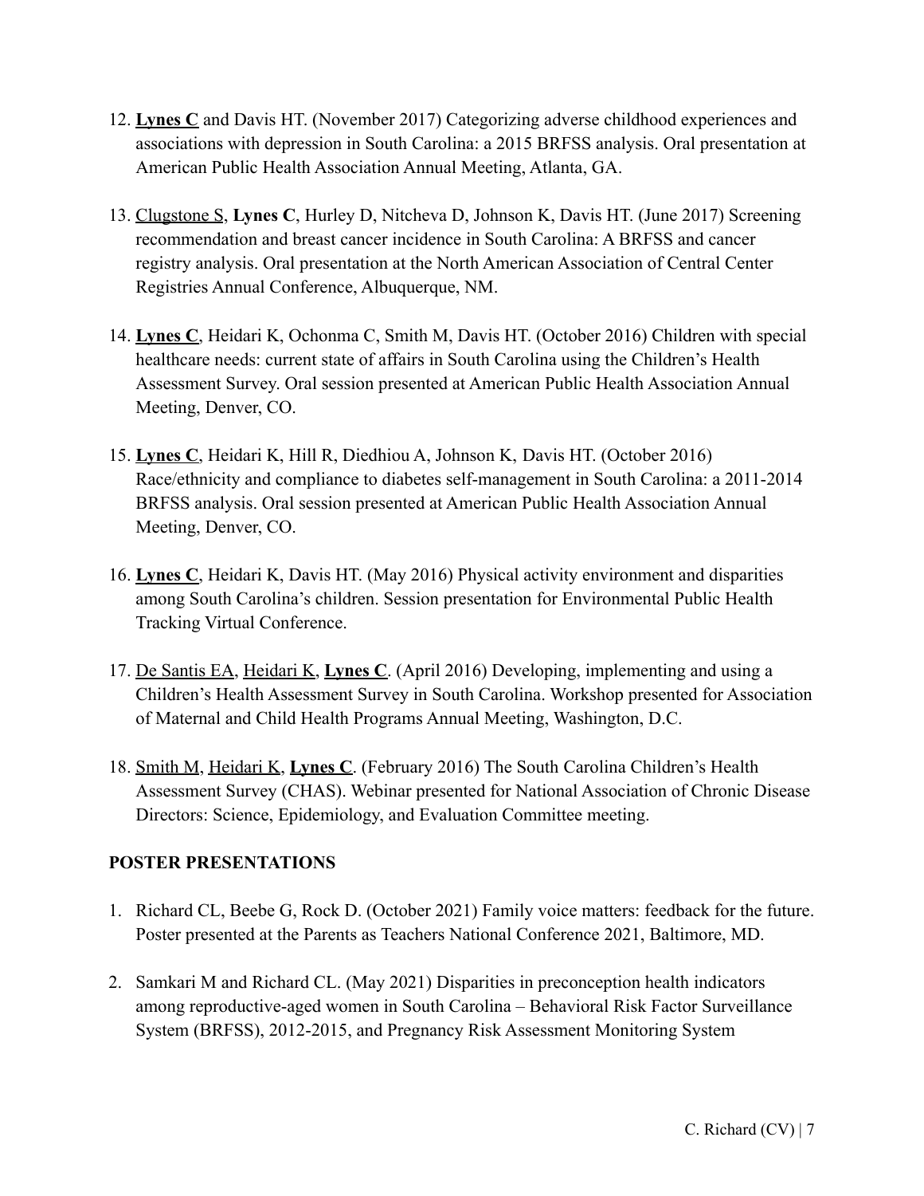12. **<u>Lynes C</u>** and Davis HT. (November 2017) Categorizing adverse childhood experiences and associations with depression in South Carolina: a 2015 BRFSS analysis. Oral presentation at American Public Health Association Annual Meeting, Atlanta, GA.

13. <u>Clugstone S</u>, **Lynes C**, Hurley D, Nitcheva D, Johnson K, Davis HT. (June 2017) Screening recommendation and breast cancer incidence in South Carolina: A BRFSS and cancer registry analysis. Oral presentation at the North American Association of Central Center Registries Annual Conference, Albuquerque, NM.

14. **<u>Lynes C</u>**, Heidari K, Ochonma C, Smith M, Davis HT. (October 2016) Children with special healthcare needs: current state of affairs in South Carolina using the Children's Health Assessment Survey. Oral session presented at American Public Health Association Annual Meeting, Denver, CO.

15. **<u>Lynes C</u>**, Heidari K, Hill R, Diedhiou A, Johnson K, Davis HT. (October 2016) Race/ethnicity and compliance to diabetes self-management in South Carolina: a 2011-2014 BRFSS analysis. Oral session presented at American Public Health Association Annual Meeting, Denver, CO.

16. **<u>Lynes C</u>**, Heidari K, Davis HT. (May 2016) Physical activity environment and disparities among South Carolina's children. Session presentation for Environmental Public Health Tracking Virtual Conference.

17. <u>De Santis EA</u>, <u>Heidari K</u>, **<u>Lynes C</u>**. (April 2016) Developing, implementing and using a Children's Health Assessment Survey in South Carolina. Workshop presented for Association of Maternal and Child Health Programs Annual Meeting, Washington, D.C.

18. <u>Smith M</u>, <u>Heidari K</u>, **<u>Lynes C</u>**. (February 2016) The South Carolina Children's Health Assessment Survey (CHAS). Webinar presented for National Association of Chronic Disease Directors: Science, Epidemiology, and Evaluation Committee meeting.

**POSTER PRESENTATIONS**

1. Richard CL, Beebe G, Rock D. (October 2021) Family voice matters: feedback for the future. Poster presented at the Parents as Teachers National Conference 2021, Baltimore, MD.

2. Samkari M and Richard CL. (May 2021) Disparities in preconception health indicators among reproductive-aged women in South Carolina – Behavioral Risk Factor Surveillance System (BRFSS), 2012-2015, and Pregnancy Risk Assessment Monitoring System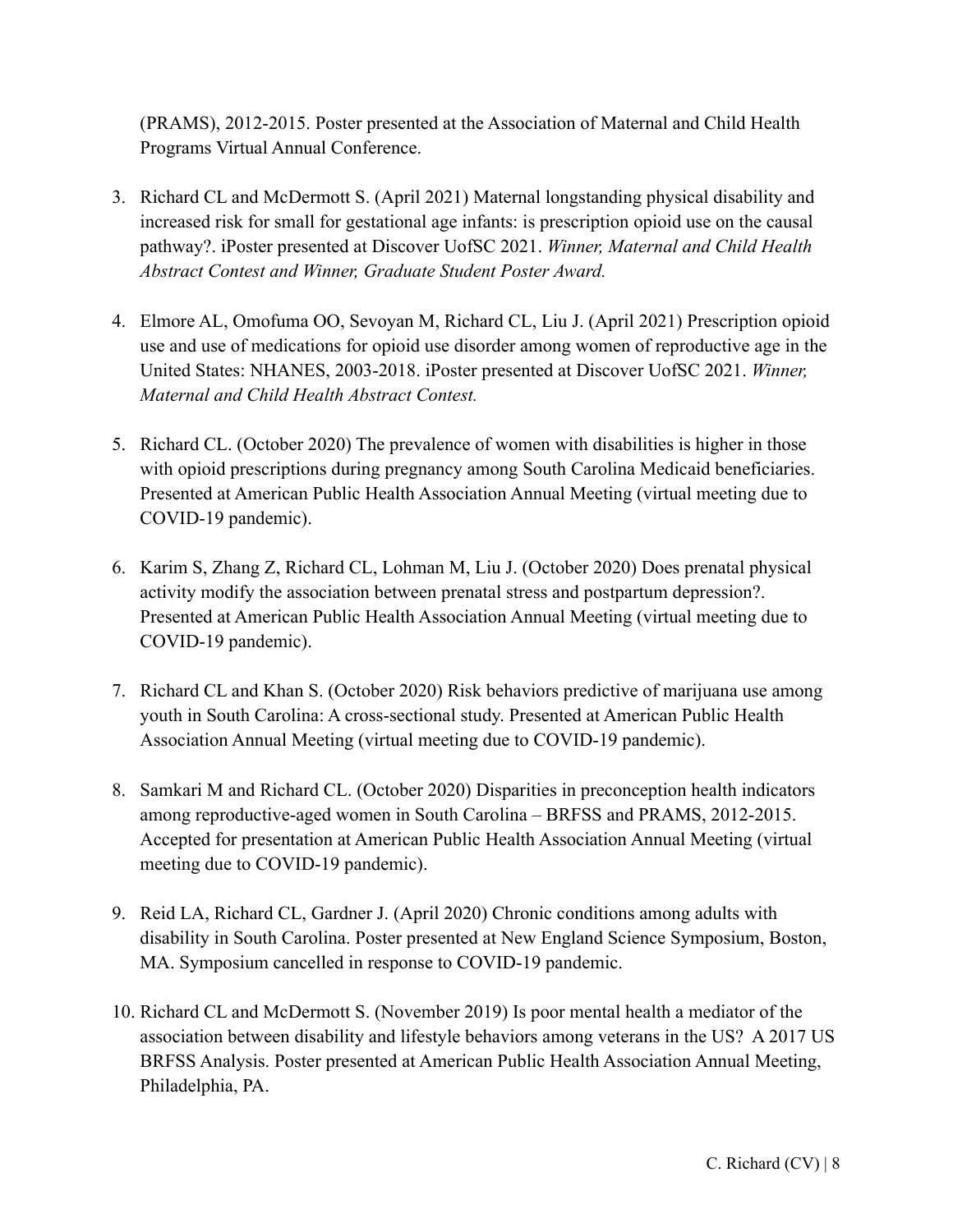(PRAMS), 2012-2015. Poster presented at the Association of Maternal and Child Health Programs Virtual Annual Conference.

3. Richard CL and McDermott S. (April 2021) Maternal longstanding physical disability and increased risk for small for gestational age infants: is prescription opioid use on the causal pathway?. iPoster presented at Discover UofSC 2021. *Winner, Maternal and Child Health Abstract Contest and Winner, Graduate Student Poster Award.*

4. Elmore AL, Omofuma OO, Sevoyan M, Richard CL, Liu J. (April 2021) Prescription opioid use and use of medications for opioid use disorder among women of reproductive age in the United States: NHANES, 2003-2018. iPoster presented at Discover UofSC 2021. *Winner, Maternal and Child Health Abstract Contest.*

5. Richard CL. (October 2020) The prevalence of women with disabilities is higher in those with opioid prescriptions during pregnancy among South Carolina Medicaid beneficiaries. Presented at American Public Health Association Annual Meeting (virtual meeting due to COVID-19 pandemic).

6. Karim S, Zhang Z, Richard CL, Lohman M, Liu J. (October 2020) Does prenatal physical activity modify the association between prenatal stress and postpartum depression?. Presented at American Public Health Association Annual Meeting (virtual meeting due to COVID-19 pandemic).

7. Richard CL and Khan S. (October 2020) Risk behaviors predictive of marijuana use among youth in South Carolina: A cross-sectional study. Presented at American Public Health Association Annual Meeting (virtual meeting due to COVID-19 pandemic).

8. Samkari M and Richard CL. (October 2020) Disparities in preconception health indicators among reproductive-aged women in South Carolina – BRFSS and PRAMS, 2012-2015. Accepted for presentation at American Public Health Association Annual Meeting (virtual meeting due to COVID-19 pandemic).

9. Reid LA, Richard CL, Gardner J. (April 2020) Chronic conditions among adults with disability in South Carolina. Poster presented at New England Science Symposium, Boston, MA. Symposium cancelled in response to COVID-19 pandemic.

10. Richard CL and McDermott S. (November 2019) Is poor mental health a mediator of the association between disability and lifestyle behaviors among veterans in the US? A 2017 US BRFSS Analysis. Poster presented at American Public Health Association Annual Meeting, Philadelphia, PA.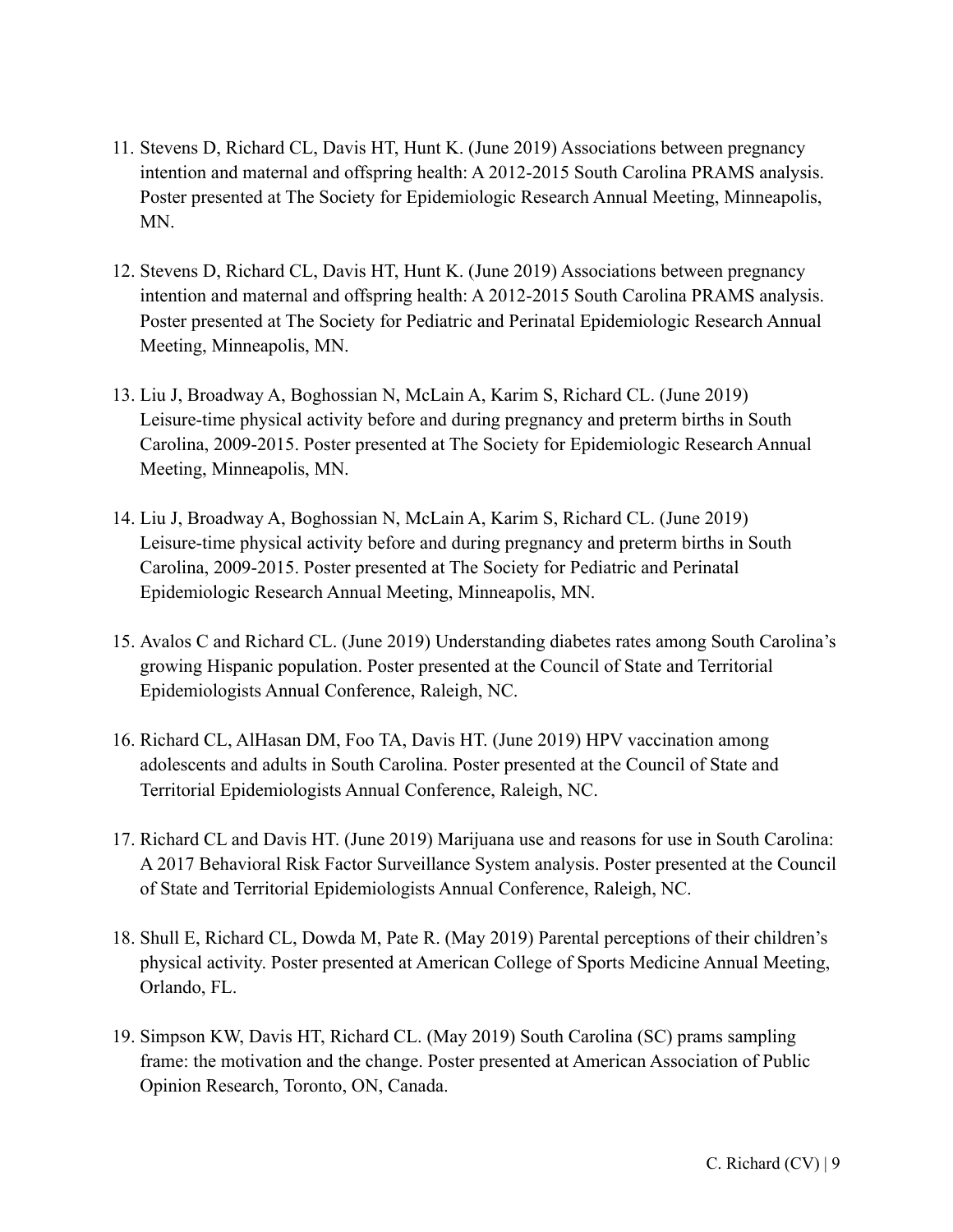11. Stevens D, Richard CL, Davis HT, Hunt K. (June 2019) Associations between pregnancy intention and maternal and offspring health: A 2012-2015 South Carolina PRAMS analysis. Poster presented at The Society for Epidemiologic Research Annual Meeting, Minneapolis, MN.

12. Stevens D, Richard CL, Davis HT, Hunt K. (June 2019) Associations between pregnancy intention and maternal and offspring health: A 2012-2015 South Carolina PRAMS analysis. Poster presented at The Society for Pediatric and Perinatal Epidemiologic Research Annual Meeting, Minneapolis, MN.

13. Liu J, Broadway A, Boghossian N, McLain A, Karim S, Richard CL. (June 2019) Leisure-time physical activity before and during pregnancy and preterm births in South Carolina, 2009-2015. Poster presented at The Society for Epidemiologic Research Annual Meeting, Minneapolis, MN.

14. Liu J, Broadway A, Boghossian N, McLain A, Karim S, Richard CL. (June 2019) Leisure-time physical activity before and during pregnancy and preterm births in South Carolina, 2009-2015. Poster presented at The Society for Pediatric and Perinatal Epidemiologic Research Annual Meeting, Minneapolis, MN.

15. Avalos C and Richard CL. (June 2019) Understanding diabetes rates among South Carolina's growing Hispanic population. Poster presented at the Council of State and Territorial Epidemiologists Annual Conference, Raleigh, NC.

16. Richard CL, AlHasan DM, Foo TA, Davis HT. (June 2019) HPV vaccination among adolescents and adults in South Carolina. Poster presented at the Council of State and Territorial Epidemiologists Annual Conference, Raleigh, NC.

17. Richard CL and Davis HT. (June 2019) Marijuana use and reasons for use in South Carolina: A 2017 Behavioral Risk Factor Surveillance System analysis. Poster presented at the Council of State and Territorial Epidemiologists Annual Conference, Raleigh, NC.

18. Shull E, Richard CL, Dowda M, Pate R. (May 2019) Parental perceptions of their children's physical activity. Poster presented at American College of Sports Medicine Annual Meeting, Orlando, FL.

19. Simpson KW, Davis HT, Richard CL. (May 2019) South Carolina (SC) prams sampling frame: the motivation and the change. Poster presented at American Association of Public Opinion Research, Toronto, ON, Canada.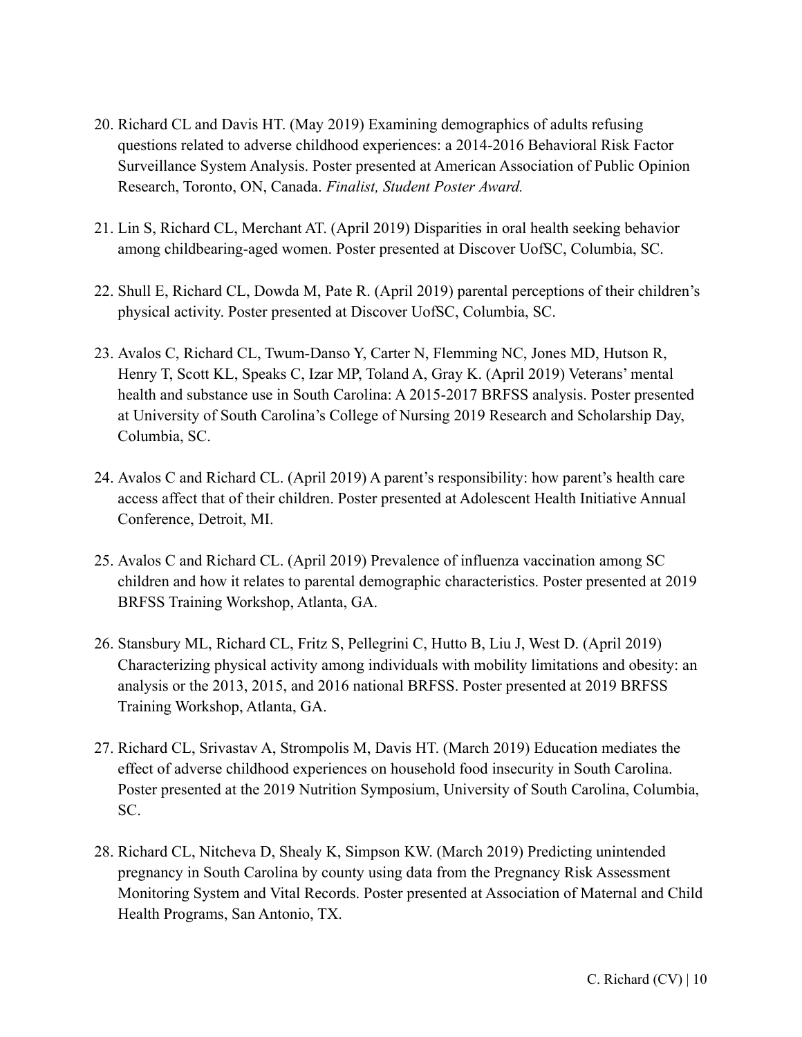20. Richard CL and Davis HT. (May 2019) Examining demographics of adults refusing questions related to adverse childhood experiences: a 2014-2016 Behavioral Risk Factor Surveillance System Analysis. Poster presented at American Association of Public Opinion Research, Toronto, ON, Canada. *Finalist, Student Poster Award.*

21. Lin S, Richard CL, Merchant AT. (April 2019) Disparities in oral health seeking behavior among childbearing-aged women. Poster presented at Discover UofSC, Columbia, SC.

22. Shull E, Richard CL, Dowda M, Pate R. (April 2019) parental perceptions of their children's physical activity. Poster presented at Discover UofSC, Columbia, SC.

23. Avalos C, Richard CL, Twum-Danso Y, Carter N, Flemming NC, Jones MD, Hutson R, Henry T, Scott KL, Speaks C, Izar MP, Toland A, Gray K. (April 2019) Veterans' mental health and substance use in South Carolina: A 2015-2017 BRFSS analysis. Poster presented at University of South Carolina's College of Nursing 2019 Research and Scholarship Day, Columbia, SC.

24. Avalos C and Richard CL. (April 2019) A parent's responsibility: how parent's health care access affect that of their children. Poster presented at Adolescent Health Initiative Annual Conference, Detroit, MI.

25. Avalos C and Richard CL. (April 2019) Prevalence of influenza vaccination among SC children and how it relates to parental demographic characteristics. Poster presented at 2019 BRFSS Training Workshop, Atlanta, GA.

26. Stansbury ML, Richard CL, Fritz S, Pellegrini C, Hutto B, Liu J, West D. (April 2019) Characterizing physical activity among individuals with mobility limitations and obesity: an analysis or the 2013, 2015, and 2016 national BRFSS. Poster presented at 2019 BRFSS Training Workshop, Atlanta, GA.

27. Richard CL, Srivastav A, Strompolis M, Davis HT. (March 2019) Education mediates the effect of adverse childhood experiences on household food insecurity in South Carolina. Poster presented at the 2019 Nutrition Symposium, University of South Carolina, Columbia, SC.

28. Richard CL, Nitcheva D, Shealy K, Simpson KW. (March 2019) Predicting unintended pregnancy in South Carolina by county using data from the Pregnancy Risk Assessment Monitoring System and Vital Records. Poster presented at Association of Maternal and Child Health Programs, San Antonio, TX.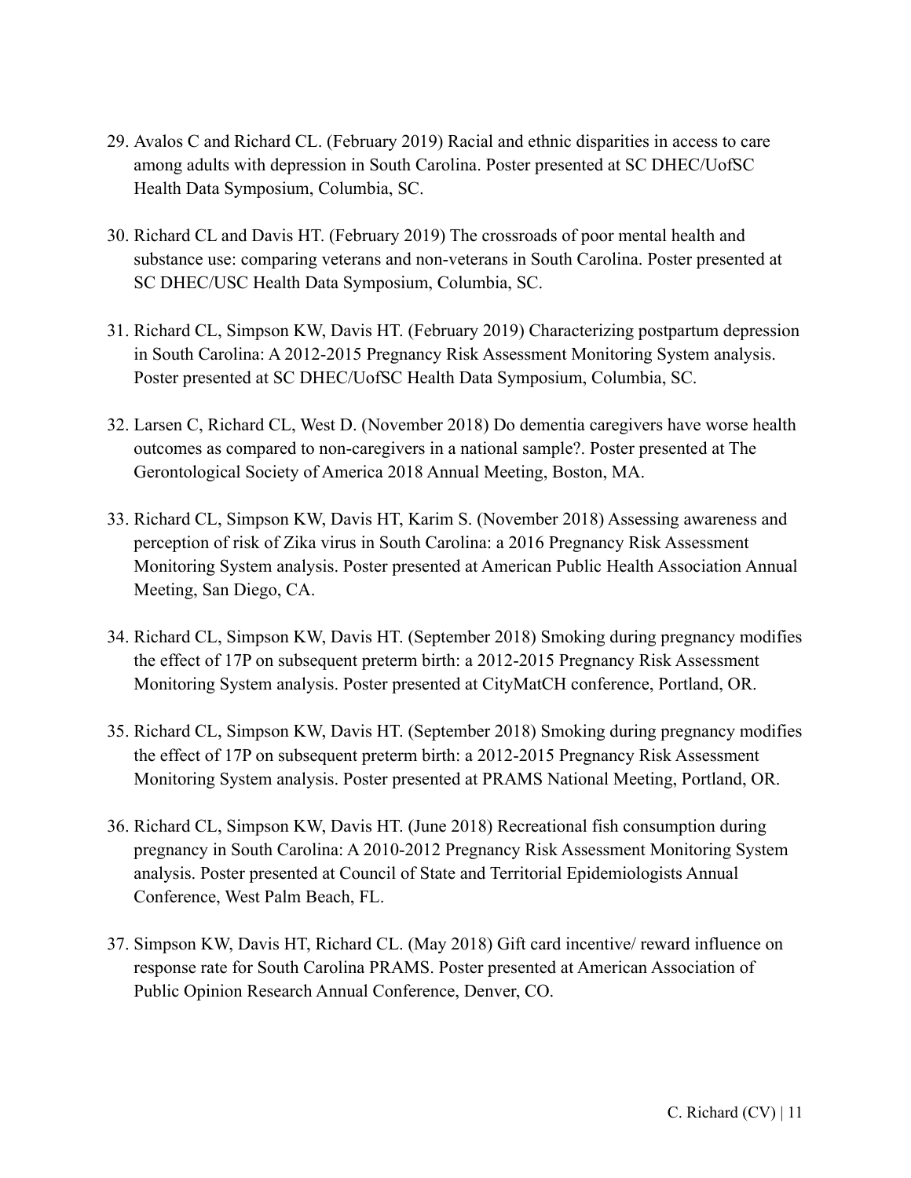29. Avalos C and Richard CL. (February 2019) Racial and ethnic disparities in access to care among adults with depression in South Carolina. Poster presented at SC DHEC/UofSC Health Data Symposium, Columbia, SC.

30. Richard CL and Davis HT. (February 2019) The crossroads of poor mental health and substance use: comparing veterans and non-veterans in South Carolina. Poster presented at SC DHEC/USC Health Data Symposium, Columbia, SC.

31. Richard CL, Simpson KW, Davis HT. (February 2019) Characterizing postpartum depression in South Carolina: A 2012-2015 Pregnancy Risk Assessment Monitoring System analysis. Poster presented at SC DHEC/UofSC Health Data Symposium, Columbia, SC.

32. Larsen C, Richard CL, West D. (November 2018) Do dementia caregivers have worse health outcomes as compared to non-caregivers in a national sample?. Poster presented at The Gerontological Society of America 2018 Annual Meeting, Boston, MA.

33. Richard CL, Simpson KW, Davis HT, Karim S. (November 2018) Assessing awareness and perception of risk of Zika virus in South Carolina: a 2016 Pregnancy Risk Assessment Monitoring System analysis. Poster presented at American Public Health Association Annual Meeting, San Diego, CA.

34. Richard CL, Simpson KW, Davis HT. (September 2018) Smoking during pregnancy modifies the effect of 17P on subsequent preterm birth: a 2012-2015 Pregnancy Risk Assessment Monitoring System analysis. Poster presented at CityMatCH conference, Portland, OR.

35. Richard CL, Simpson KW, Davis HT. (September 2018) Smoking during pregnancy modifies the effect of 17P on subsequent preterm birth: a 2012-2015 Pregnancy Risk Assessment Monitoring System analysis. Poster presented at PRAMS National Meeting, Portland, OR.

36. Richard CL, Simpson KW, Davis HT. (June 2018) Recreational fish consumption during pregnancy in South Carolina: A 2010-2012 Pregnancy Risk Assessment Monitoring System analysis. Poster presented at Council of State and Territorial Epidemiologists Annual Conference, West Palm Beach, FL.

37. Simpson KW, Davis HT, Richard CL. (May 2018) Gift card incentive/ reward influence on response rate for South Carolina PRAMS. Poster presented at American Association of Public Opinion Research Annual Conference, Denver, CO.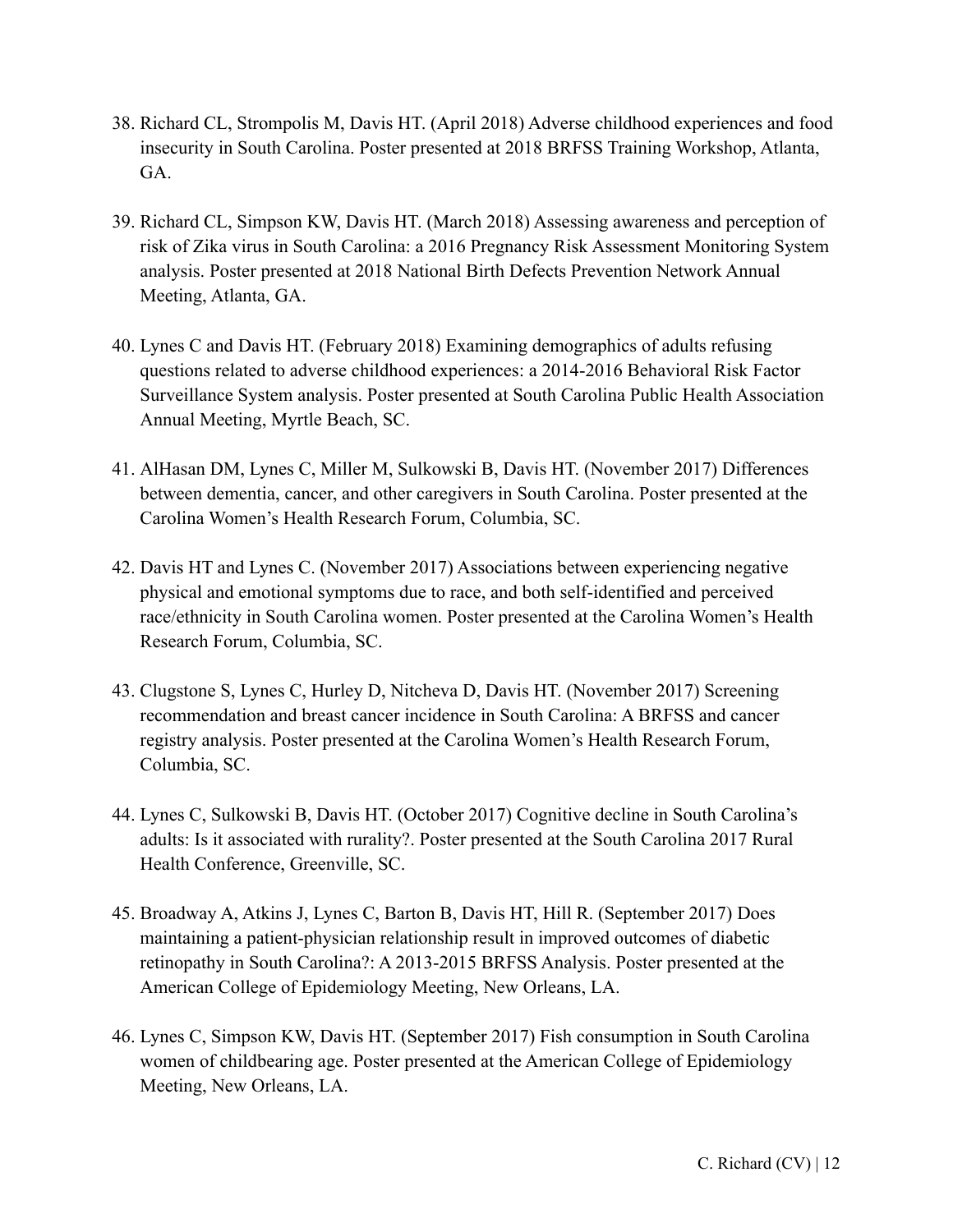38. Richard CL, Strompolis M, Davis HT. (April 2018) Adverse childhood experiences and food insecurity in South Carolina. Poster presented at 2018 BRFSS Training Workshop, Atlanta, GA.

39. Richard CL, Simpson KW, Davis HT. (March 2018) Assessing awareness and perception of risk of Zika virus in South Carolina: a 2016 Pregnancy Risk Assessment Monitoring System analysis. Poster presented at 2018 National Birth Defects Prevention Network Annual Meeting, Atlanta, GA.

40. Lynes C and Davis HT. (February 2018) Examining demographics of adults refusing questions related to adverse childhood experiences: a 2014-2016 Behavioral Risk Factor Surveillance System analysis. Poster presented at South Carolina Public Health Association Annual Meeting, Myrtle Beach, SC.

41. AlHasan DM, Lynes C, Miller M, Sulkowski B, Davis HT. (November 2017) Differences between dementia, cancer, and other caregivers in South Carolina. Poster presented at the Carolina Women's Health Research Forum, Columbia, SC.

42. Davis HT and Lynes C. (November 2017) Associations between experiencing negative physical and emotional symptoms due to race, and both self-identified and perceived race/ethnicity in South Carolina women. Poster presented at the Carolina Women's Health Research Forum, Columbia, SC.

43. Clugstone S, Lynes C, Hurley D, Nitcheva D, Davis HT. (November 2017) Screening recommendation and breast cancer incidence in South Carolina: A BRFSS and cancer registry analysis. Poster presented at the Carolina Women's Health Research Forum, Columbia, SC.

44. Lynes C, Sulkowski B, Davis HT. (October 2017) Cognitive decline in South Carolina's adults: Is it associated with rurality?. Poster presented at the South Carolina 2017 Rural Health Conference, Greenville, SC.

45. Broadway A, Atkins J, Lynes C, Barton B, Davis HT, Hill R. (September 2017) Does maintaining a patient-physician relationship result in improved outcomes of diabetic retinopathy in South Carolina?: A 2013-2015 BRFSS Analysis. Poster presented at the American College of Epidemiology Meeting, New Orleans, LA.

46. Lynes C, Simpson KW, Davis HT. (September 2017) Fish consumption in South Carolina women of childbearing age. Poster presented at the American College of Epidemiology Meeting, New Orleans, LA.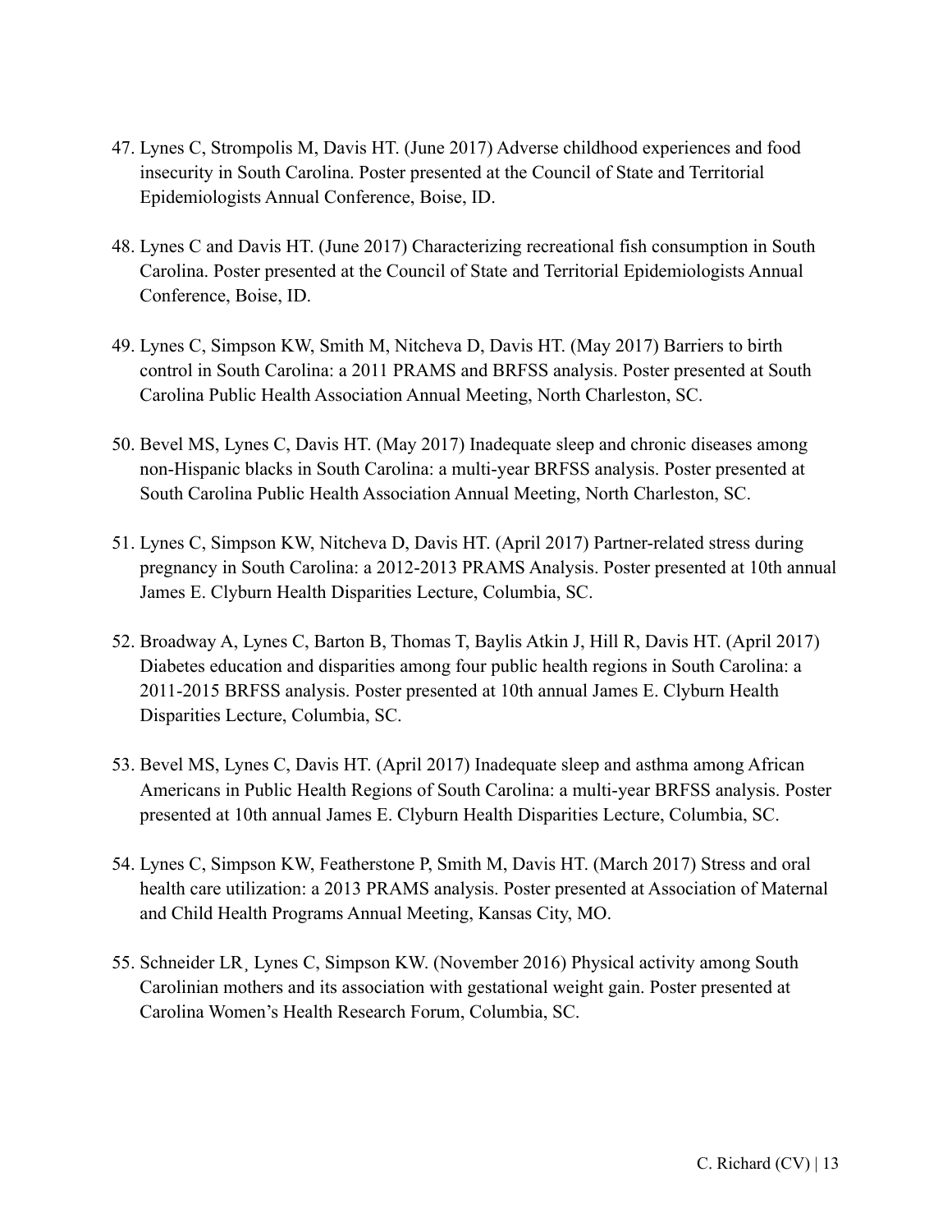47. Lynes C, Strompolis M, Davis HT. (June 2017) Adverse childhood experiences and food insecurity in South Carolina. Poster presented at the Council of State and Territorial Epidemiologists Annual Conference, Boise, ID.

48. Lynes C and Davis HT. (June 2017) Characterizing recreational fish consumption in South Carolina. Poster presented at the Council of State and Territorial Epidemiologists Annual Conference, Boise, ID.

49. Lynes C, Simpson KW, Smith M, Nitcheva D, Davis HT. (May 2017) Barriers to birth control in South Carolina: a 2011 PRAMS and BRFSS analysis. Poster presented at South Carolina Public Health Association Annual Meeting, North Charleston, SC.

50. Bevel MS, Lynes C, Davis HT. (May 2017) Inadequate sleep and chronic diseases among non-Hispanic blacks in South Carolina: a multi-year BRFSS analysis. Poster presented at South Carolina Public Health Association Annual Meeting, North Charleston, SC.

51. Lynes C, Simpson KW, Nitcheva D, Davis HT. (April 2017) Partner-related stress during pregnancy in South Carolina: a 2012-2013 PRAMS Analysis. Poster presented at 10th annual James E. Clyburn Health Disparities Lecture, Columbia, SC.

52. Broadway A, Lynes C, Barton B, Thomas T, Baylis Atkin J, Hill R, Davis HT. (April 2017) Diabetes education and disparities among four public health regions in South Carolina: a 2011-2015 BRFSS analysis. Poster presented at 10th annual James E. Clyburn Health Disparities Lecture, Columbia, SC.

53. Bevel MS, Lynes C, Davis HT. (April 2017) Inadequate sleep and asthma among African Americans in Public Health Regions of South Carolina: a multi-year BRFSS analysis. Poster presented at 10th annual James E. Clyburn Health Disparities Lecture, Columbia, SC.

54. Lynes C, Simpson KW, Featherstone P, Smith M, Davis HT. (March 2017) Stress and oral health care utilization: a 2013 PRAMS analysis. Poster presented at Association of Maternal and Child Health Programs Annual Meeting, Kansas City, MO.

55. Schneider LR¸ Lynes C, Simpson KW. (November 2016) Physical activity among South Carolinian mothers and its association with gestational weight gain. Poster presented at Carolina Women's Health Research Forum, Columbia, SC.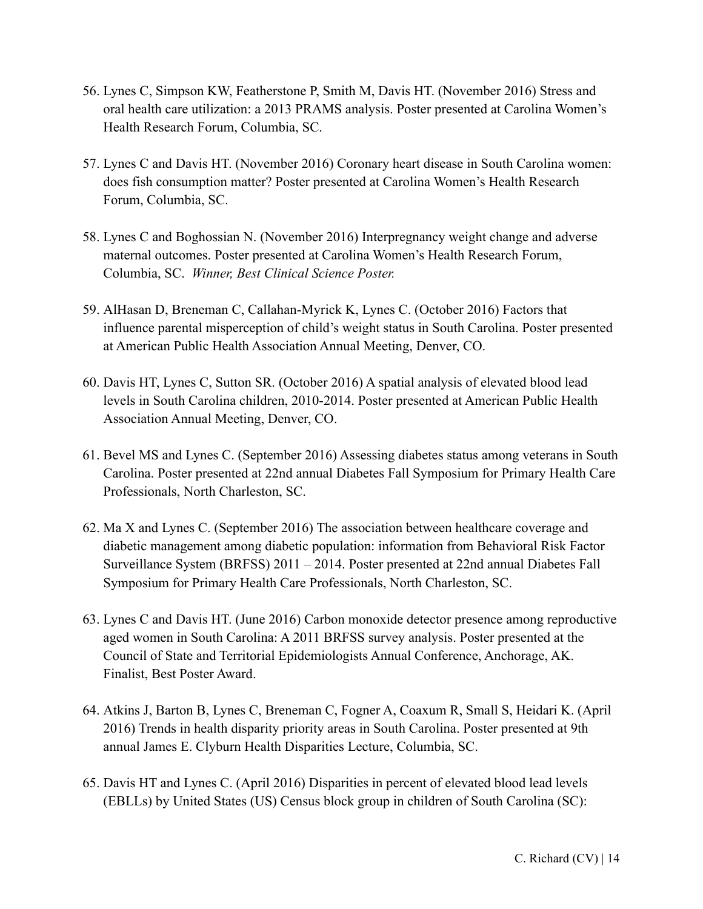56. Lynes C, Simpson KW, Featherstone P, Smith M, Davis HT. (November 2016) Stress and oral health care utilization: a 2013 PRAMS analysis. Poster presented at Carolina Women's Health Research Forum, Columbia, SC.

57. Lynes C and Davis HT. (November 2016) Coronary heart disease in South Carolina women: does fish consumption matter? Poster presented at Carolina Women's Health Research Forum, Columbia, SC.

58. Lynes C and Boghossian N. (November 2016) Interpregnancy weight change and adverse maternal outcomes. Poster presented at Carolina Women's Health Research Forum, Columbia, SC. *Winner, Best Clinical Science Poster.*

59. AlHasan D, Breneman C, Callahan-Myrick K, Lynes C. (October 2016) Factors that influence parental misperception of child's weight status in South Carolina. Poster presented at American Public Health Association Annual Meeting, Denver, CO.

60. Davis HT, Lynes C, Sutton SR. (October 2016) A spatial analysis of elevated blood lead levels in South Carolina children, 2010-2014. Poster presented at American Public Health Association Annual Meeting, Denver, CO.

61. Bevel MS and Lynes C. (September 2016) Assessing diabetes status among veterans in South Carolina. Poster presented at 22nd annual Diabetes Fall Symposium for Primary Health Care Professionals, North Charleston, SC.

62. Ma X and Lynes C. (September 2016) The association between healthcare coverage and diabetic management among diabetic population: information from Behavioral Risk Factor Surveillance System (BRFSS) 2011 – 2014. Poster presented at 22nd annual Diabetes Fall Symposium for Primary Health Care Professionals, North Charleston, SC.

63. Lynes C and Davis HT. (June 2016) Carbon monoxide detector presence among reproductive aged women in South Carolina: A 2011 BRFSS survey analysis. Poster presented at the Council of State and Territorial Epidemiologists Annual Conference, Anchorage, AK. Finalist, Best Poster Award.

64. Atkins J, Barton B, Lynes C, Breneman C, Fogner A, Coaxum R, Small S, Heidari K. (April 2016) Trends in health disparity priority areas in South Carolina. Poster presented at 9th annual James E. Clyburn Health Disparities Lecture, Columbia, SC.

65. Davis HT and Lynes C. (April 2016) Disparities in percent of elevated blood lead levels (EBLLs) by United States (US) Census block group in children of South Carolina (SC):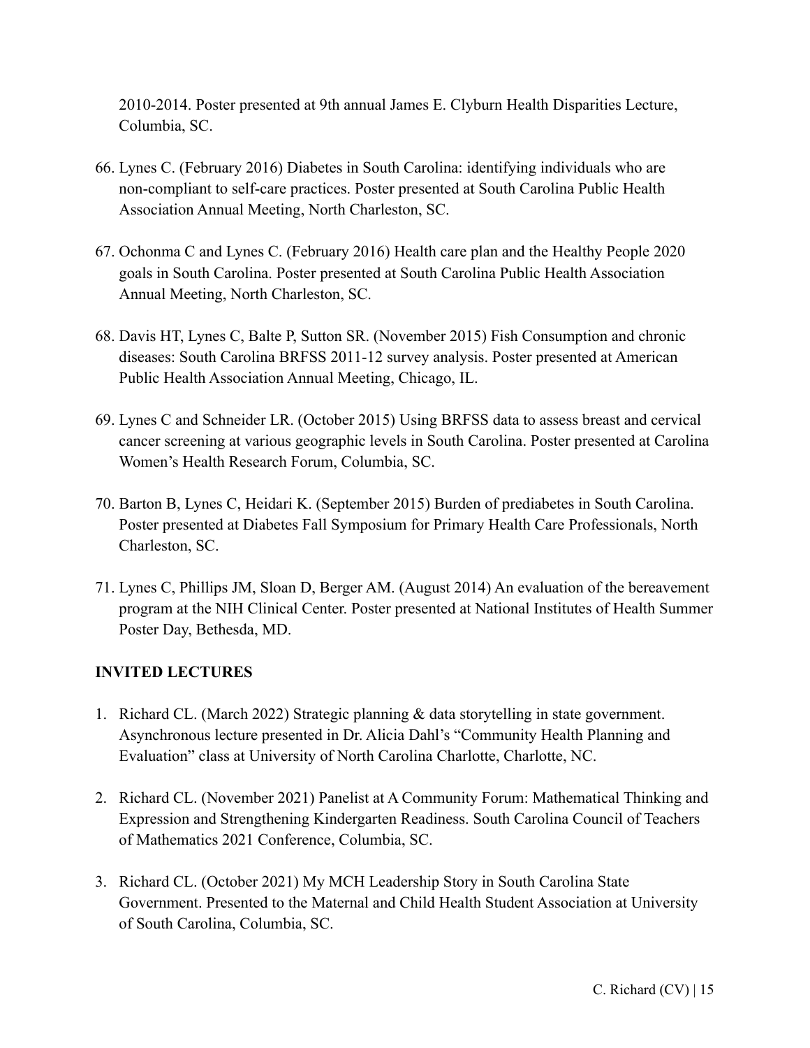2010-2014. Poster presented at 9th annual James E. Clyburn Health Disparities Lecture, Columbia, SC.

66. Lynes C. (February 2016) Diabetes in South Carolina: identifying individuals who are non-compliant to self-care practices. Poster presented at South Carolina Public Health Association Annual Meeting, North Charleston, SC.

67. Ochonma C and Lynes C. (February 2016) Health care plan and the Healthy People 2020 goals in South Carolina. Poster presented at South Carolina Public Health Association Annual Meeting, North Charleston, SC.

68. Davis HT, Lynes C, Balte P, Sutton SR. (November 2015) Fish Consumption and chronic diseases: South Carolina BRFSS 2011-12 survey analysis. Poster presented at American Public Health Association Annual Meeting, Chicago, IL.

69. Lynes C and Schneider LR. (October 2015) Using BRFSS data to assess breast and cervical cancer screening at various geographic levels in South Carolina. Poster presented at Carolina Women's Health Research Forum, Columbia, SC.

70. Barton B, Lynes C, Heidari K. (September 2015) Burden of prediabetes in South Carolina. Poster presented at Diabetes Fall Symposium for Primary Health Care Professionals, North Charleston, SC.

71. Lynes C, Phillips JM, Sloan D, Berger AM. (August 2014) An evaluation of the bereavement program at the NIH Clinical Center. Poster presented at National Institutes of Health Summer Poster Day, Bethesda, MD.

## INVITED LECTURES

1. Richard CL. (March 2022) Strategic planning & data storytelling in state government. Asynchronous lecture presented in Dr. Alicia Dahl's "Community Health Planning and Evaluation" class at University of North Carolina Charlotte, Charlotte, NC.

2. Richard CL. (November 2021) Panelist at A Community Forum: Mathematical Thinking and Expression and Strengthening Kindergarten Readiness. South Carolina Council of Teachers of Mathematics 2021 Conference, Columbia, SC.

3. Richard CL. (October 2021) My MCH Leadership Story in South Carolina State Government. Presented to the Maternal and Child Health Student Association at University of South Carolina, Columbia, SC.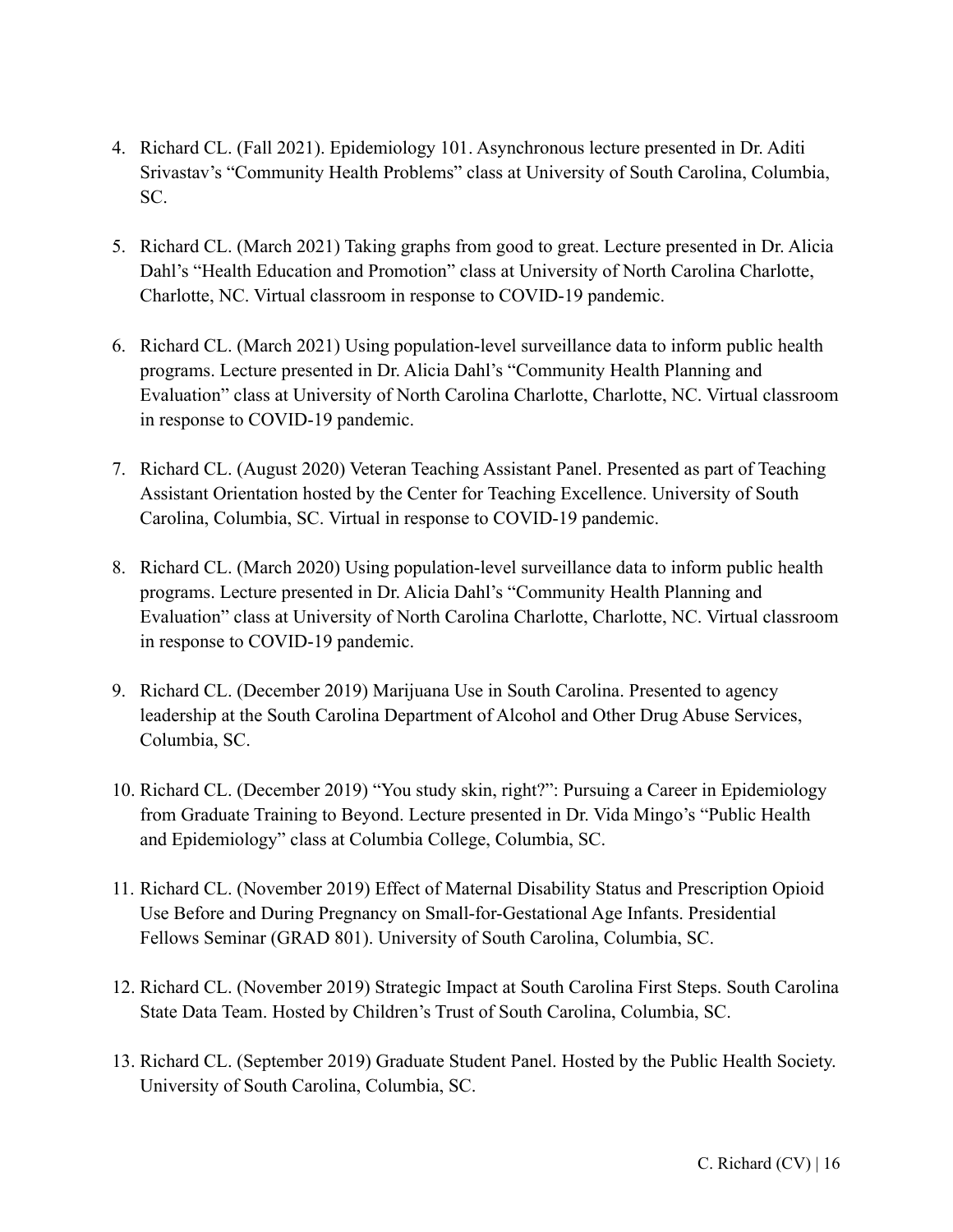4. Richard CL. (Fall 2021). Epidemiology 101. Asynchronous lecture presented in Dr. Aditi Srivastav's "Community Health Problems" class at University of South Carolina, Columbia, SC.

5. Richard CL. (March 2021) Taking graphs from good to great. Lecture presented in Dr. Alicia Dahl's "Health Education and Promotion" class at University of North Carolina Charlotte, Charlotte, NC. Virtual classroom in response to COVID-19 pandemic.

6. Richard CL. (March 2021) Using population-level surveillance data to inform public health programs. Lecture presented in Dr. Alicia Dahl's "Community Health Planning and Evaluation" class at University of North Carolina Charlotte, Charlotte, NC. Virtual classroom in response to COVID-19 pandemic.

7. Richard CL. (August 2020) Veteran Teaching Assistant Panel. Presented as part of Teaching Assistant Orientation hosted by the Center for Teaching Excellence. University of South Carolina, Columbia, SC. Virtual in response to COVID-19 pandemic.

8. Richard CL. (March 2020) Using population-level surveillance data to inform public health programs. Lecture presented in Dr. Alicia Dahl's "Community Health Planning and Evaluation" class at University of North Carolina Charlotte, Charlotte, NC. Virtual classroom in response to COVID-19 pandemic.

9. Richard CL. (December 2019) Marijuana Use in South Carolina. Presented to agency leadership at the South Carolina Department of Alcohol and Other Drug Abuse Services, Columbia, SC.

10. Richard CL. (December 2019) "You study skin, right?": Pursuing a Career in Epidemiology from Graduate Training to Beyond. Lecture presented in Dr. Vida Mingo's "Public Health and Epidemiology" class at Columbia College, Columbia, SC.

11. Richard CL. (November 2019) Effect of Maternal Disability Status and Prescription Opioid Use Before and During Pregnancy on Small-for-Gestational Age Infants. Presidential Fellows Seminar (GRAD 801). University of South Carolina, Columbia, SC.

12. Richard CL. (November 2019) Strategic Impact at South Carolina First Steps. South Carolina State Data Team. Hosted by Children's Trust of South Carolina, Columbia, SC.

13. Richard CL. (September 2019) Graduate Student Panel. Hosted by the Public Health Society. University of South Carolina, Columbia, SC.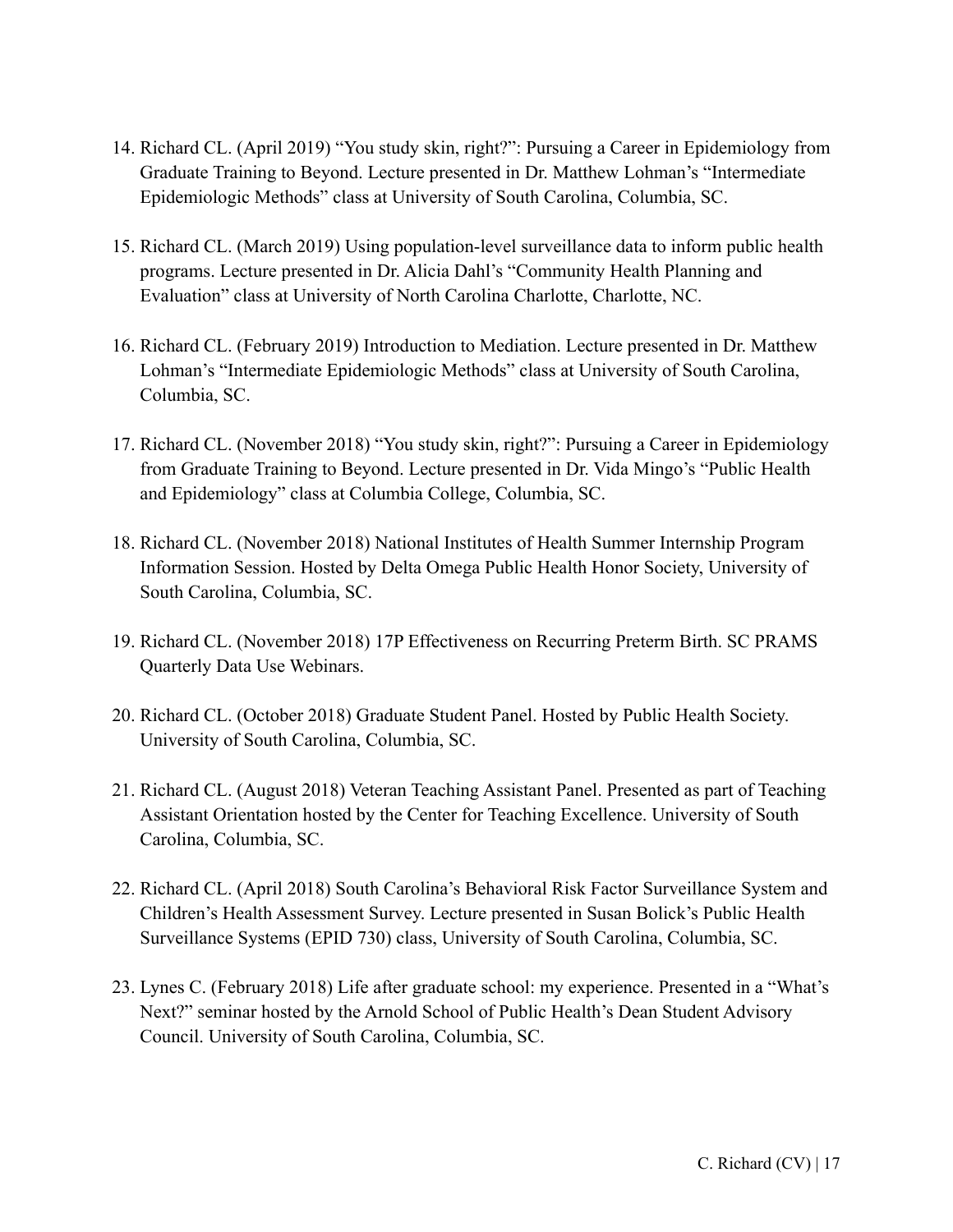14. Richard CL. (April 2019) "You study skin, right?": Pursuing a Career in Epidemiology from Graduate Training to Beyond. Lecture presented in Dr. Matthew Lohman's "Intermediate Epidemiologic Methods" class at University of South Carolina, Columbia, SC.

15. Richard CL. (March 2019) Using population-level surveillance data to inform public health programs. Lecture presented in Dr. Alicia Dahl's "Community Health Planning and Evaluation" class at University of North Carolina Charlotte, Charlotte, NC.

16. Richard CL. (February 2019) Introduction to Mediation. Lecture presented in Dr. Matthew Lohman's "Intermediate Epidemiologic Methods" class at University of South Carolina, Columbia, SC.

17. Richard CL. (November 2018) "You study skin, right?": Pursuing a Career in Epidemiology from Graduate Training to Beyond. Lecture presented in Dr. Vida Mingo's "Public Health and Epidemiology" class at Columbia College, Columbia, SC.

18. Richard CL. (November 2018) National Institutes of Health Summer Internship Program Information Session. Hosted by Delta Omega Public Health Honor Society, University of South Carolina, Columbia, SC.

19. Richard CL. (November 2018) 17P Effectiveness on Recurring Preterm Birth. SC PRAMS Quarterly Data Use Webinars.

20. Richard CL. (October 2018) Graduate Student Panel. Hosted by Public Health Society. University of South Carolina, Columbia, SC.

21. Richard CL. (August 2018) Veteran Teaching Assistant Panel. Presented as part of Teaching Assistant Orientation hosted by the Center for Teaching Excellence. University of South Carolina, Columbia, SC.

22. Richard CL. (April 2018) South Carolina's Behavioral Risk Factor Surveillance System and Children's Health Assessment Survey. Lecture presented in Susan Bolick's Public Health Surveillance Systems (EPID 730) class, University of South Carolina, Columbia, SC.

23. Lynes C. (February 2018) Life after graduate school: my experience. Presented in a "What's Next?" seminar hosted by the Arnold School of Public Health's Dean Student Advisory Council. University of South Carolina, Columbia, SC.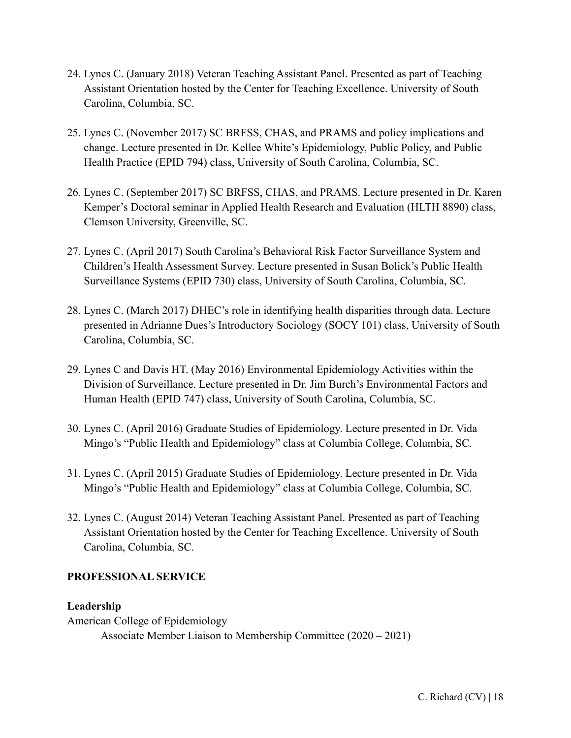24. Lynes C. (January 2018) Veteran Teaching Assistant Panel. Presented as part of Teaching Assistant Orientation hosted by the Center for Teaching Excellence. University of South Carolina, Columbia, SC.

25. Lynes C. (November 2017) SC BRFSS, CHAS, and PRAMS and policy implications and change. Lecture presented in Dr. Kellee White's Epidemiology, Public Policy, and Public Health Practice (EPID 794) class, University of South Carolina, Columbia, SC.

26. Lynes C. (September 2017) SC BRFSS, CHAS, and PRAMS. Lecture presented in Dr. Karen Kemper's Doctoral seminar in Applied Health Research and Evaluation (HLTH 8890) class, Clemson University, Greenville, SC.

27. Lynes C. (April 2017) South Carolina's Behavioral Risk Factor Surveillance System and Children's Health Assessment Survey. Lecture presented in Susan Bolick's Public Health Surveillance Systems (EPID 730) class, University of South Carolina, Columbia, SC.

28. Lynes C. (March 2017) DHEC's role in identifying health disparities through data. Lecture presented in Adrianne Dues's Introductory Sociology (SOCY 101) class, University of South Carolina, Columbia, SC.

29. Lynes C and Davis HT. (May 2016) Environmental Epidemiology Activities within the Division of Surveillance. Lecture presented in Dr. Jim Burch's Environmental Factors and Human Health (EPID 747) class, University of South Carolina, Columbia, SC.

30. Lynes C. (April 2016) Graduate Studies of Epidemiology. Lecture presented in Dr. Vida Mingo's "Public Health and Epidemiology" class at Columbia College, Columbia, SC.

31. Lynes C. (April 2015) Graduate Studies of Epidemiology. Lecture presented in Dr. Vida Mingo's "Public Health and Epidemiology" class at Columbia College, Columbia, SC.

32. Lynes C. (August 2014) Veteran Teaching Assistant Panel. Presented as part of Teaching Assistant Orientation hosted by the Center for Teaching Excellence. University of South Carolina, Columbia, SC.

## PROFESSIONAL SERVICE

### Leadership

American College of Epidemiology

Associate Member Liaison to Membership Committee (2020 – 2021)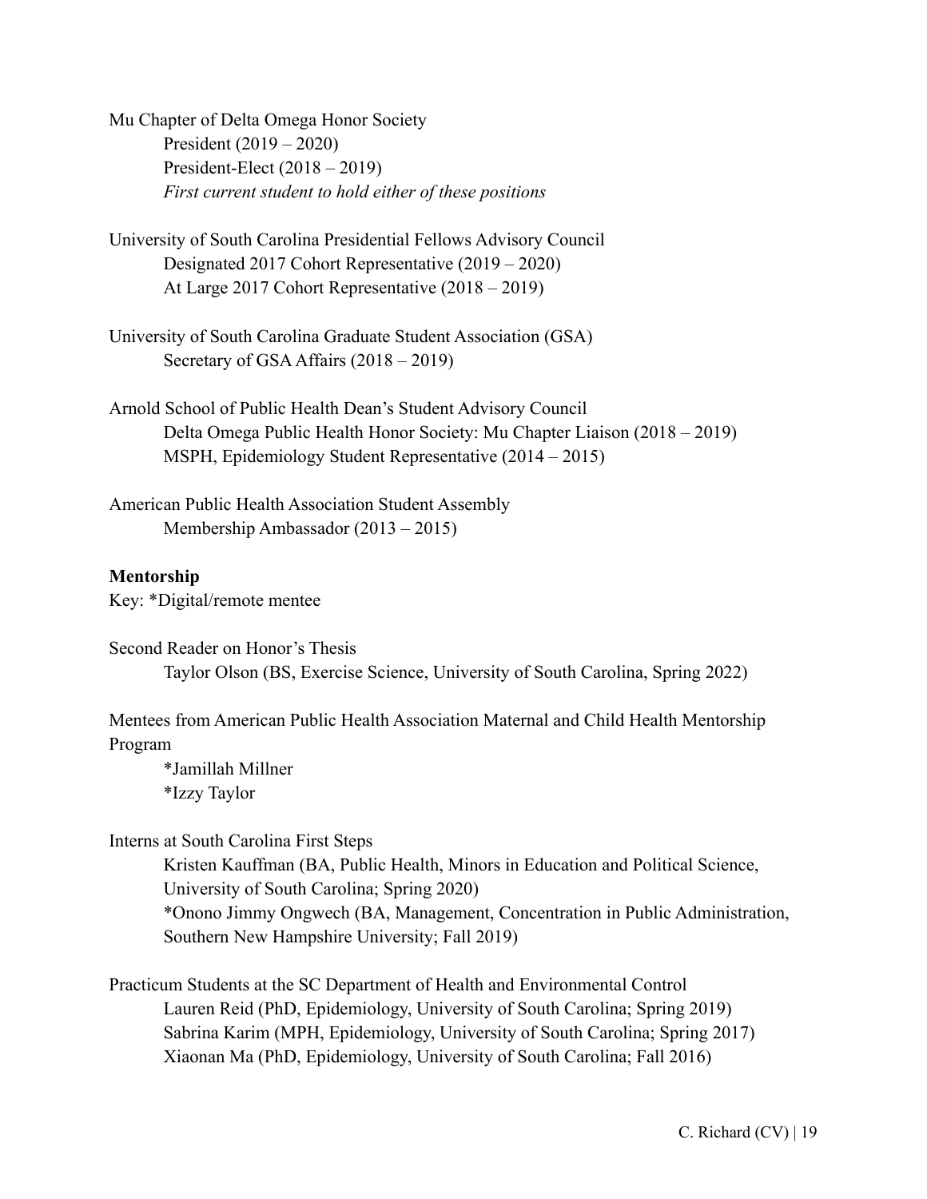Mu Chapter of Delta Omega Honor Society

President (2019 – 2020)
President-Elect (2018 – 2019)
*First current student to hold either of these positions*

University of South Carolina Presidential Fellows Advisory Council

Designated 2017 Cohort Representative (2019 – 2020)
At Large 2017 Cohort Representative (2018 – 2019)

University of South Carolina Graduate Student Association (GSA)

Secretary of GSA Affairs (2018 – 2019)

Arnold School of Public Health Dean's Student Advisory Council

Delta Omega Public Health Honor Society: Mu Chapter Liaison (2018 – 2019)
MSPH, Epidemiology Student Representative (2014 – 2015)

American Public Health Association Student Assembly

Membership Ambassador (2013 – 2015)

**Mentorship**

Key: *Digital/remote mentee

Second Reader on Honor's Thesis

Taylor Olson (BS, Exercise Science, University of South Carolina, Spring 2022)

Mentees from American Public Health Association Maternal and Child Health Mentorship Program

*Jamillah Millner
*Izzy Taylor

Interns at South Carolina First Steps

Kristen Kauffman (BA, Public Health, Minors in Education and Political Science, University of South Carolina; Spring 2020)
*Onono Jimmy Ongwech (BA, Management, Concentration in Public Administration, Southern New Hampshire University; Fall 2019)

Practicum Students at the SC Department of Health and Environmental Control

Lauren Reid (PhD, Epidemiology, University of South Carolina; Spring 2019)
Sabrina Karim (MPH, Epidemiology, University of South Carolina; Spring 2017)
Xiaonan Ma (PhD, Epidemiology, University of South Carolina; Fall 2016)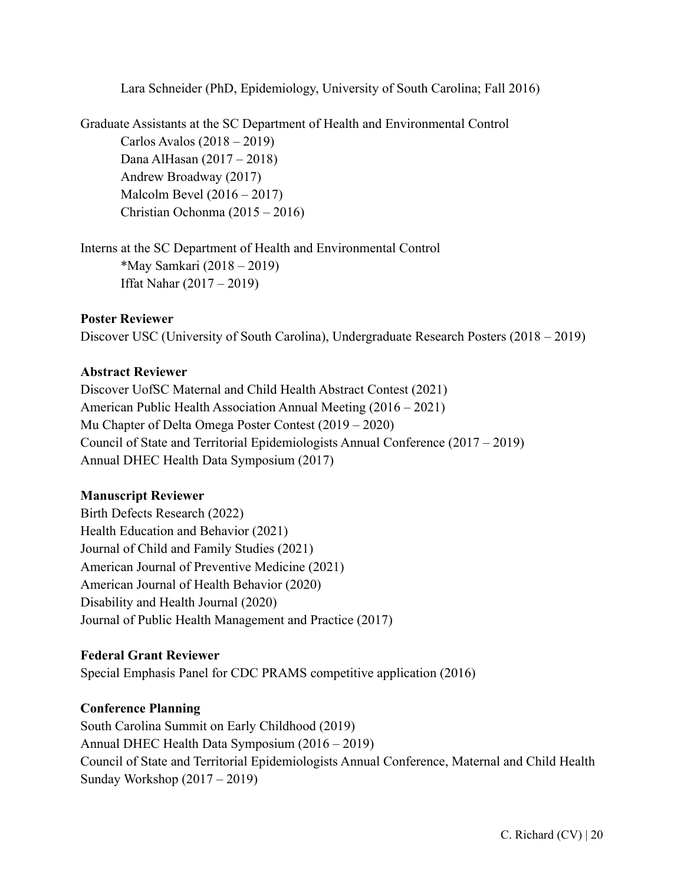Lara Schneider (PhD, Epidemiology, University of South Carolina; Fall 2016)

Graduate Assistants at the SC Department of Health and Environmental Control

Carlos Avalos (2018 – 2019)
Dana AlHasan (2017 – 2018)
Andrew Broadway (2017)
Malcolm Bevel (2016 – 2017)
Christian Ochonma (2015 – 2016)

Interns at the SC Department of Health and Environmental Control

*May Samkari (2018 – 2019)
Iffat Nahar (2017 – 2019)

**Poster Reviewer**

Discover USC (University of South Carolina), Undergraduate Research Posters (2018 – 2019)

**Abstract Reviewer**

Discover UofSC Maternal and Child Health Abstract Contest (2021)
American Public Health Association Annual Meeting (2016 – 2021)
Mu Chapter of Delta Omega Poster Contest (2019 – 2020)
Council of State and Territorial Epidemiologists Annual Conference (2017 – 2019)
Annual DHEC Health Data Symposium (2017)

**Manuscript Reviewer**

Birth Defects Research (2022)
Health Education and Behavior (2021)
Journal of Child and Family Studies (2021)
American Journal of Preventive Medicine (2021)
American Journal of Health Behavior (2020)
Disability and Health Journal (2020)
Journal of Public Health Management and Practice (2017)

**Federal Grant Reviewer**

Special Emphasis Panel for CDC PRAMS competitive application (2016)

**Conference Planning**

South Carolina Summit on Early Childhood (2019)
Annual DHEC Health Data Symposium (2016 – 2019)
Council of State and Territorial Epidemiologists Annual Conference, Maternal and Child Health Sunday Workshop (2017 – 2019)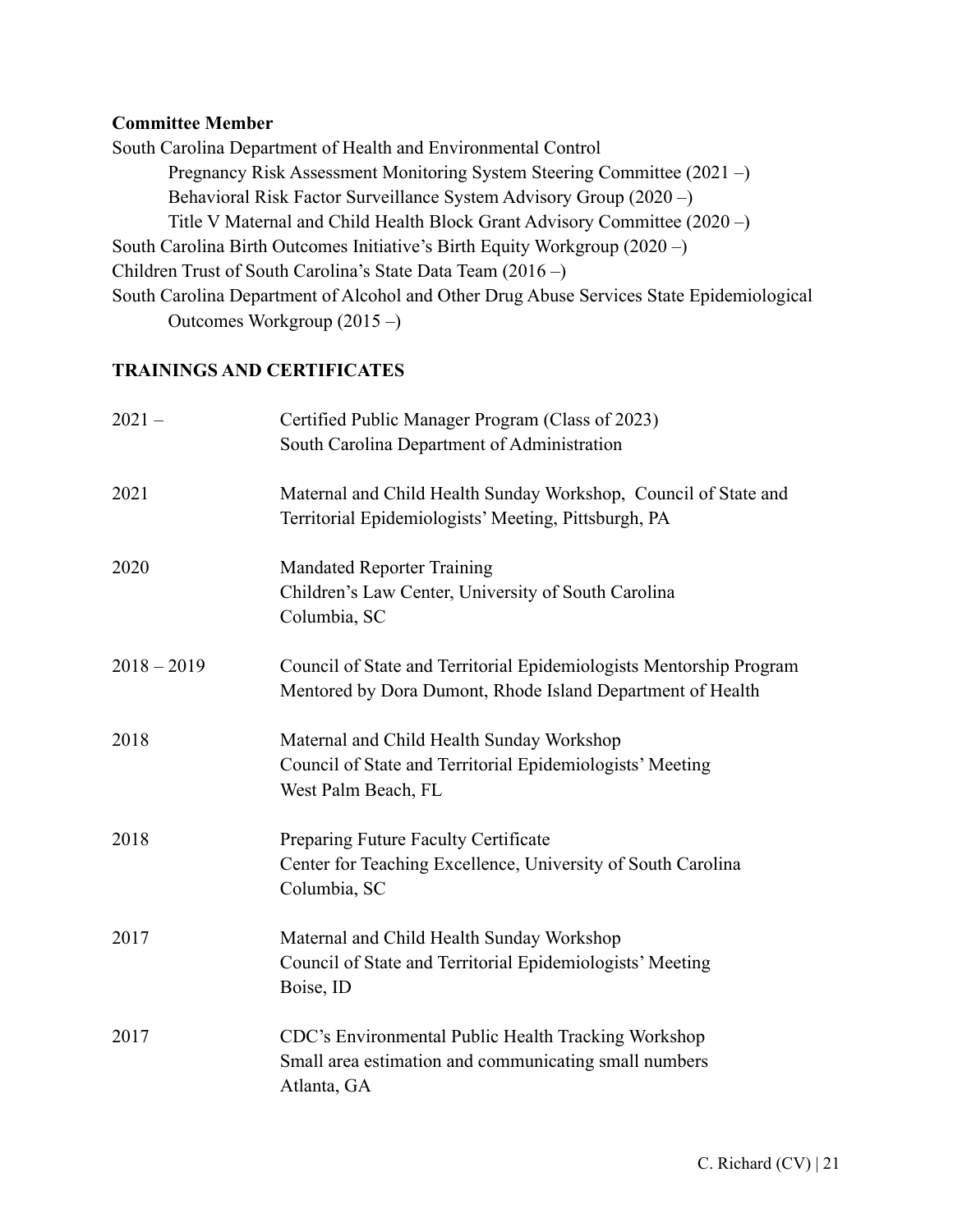**Committee Member**

South Carolina Department of Health and Environmental Control

- Pregnancy Risk Assessment Monitoring System Steering Committee (2021 –)
- Behavioral Risk Factor Surveillance System Advisory Group (2020 –)
- Title V Maternal and Child Health Block Grant Advisory Committee (2020 –)

South Carolina Birth Outcomes Initiative's Birth Equity Workgroup (2020 –)

Children Trust of South Carolina's State Data Team (2016 –)

South Carolina Department of Alcohol and Other Drug Abuse Services State Epidemiological Outcomes Workgroup (2015 –)

## TRAININGS AND CERTIFICATES

| | |
|---|---|
| 2021 – | Certified Public Manager Program (Class of 2023)<br>South Carolina Department of Administration |
| 2021 | Maternal and Child Health Sunday Workshop, Council of State and Territorial Epidemiologists' Meeting, Pittsburgh, PA |
| 2020 | Mandated Reporter Training<br>Children's Law Center, University of South Carolina<br>Columbia, SC |
| 2018 – 2019 | Council of State and Territorial Epidemiologists Mentorship Program<br>Mentored by Dora Dumont, Rhode Island Department of Health |
| 2018 | Maternal and Child Health Sunday Workshop<br>Council of State and Territorial Epidemiologists' Meeting<br>West Palm Beach, FL |
| 2018 | Preparing Future Faculty Certificate<br>Center for Teaching Excellence, University of South Carolina<br>Columbia, SC |
| 2017 | Maternal and Child Health Sunday Workshop<br>Council of State and Territorial Epidemiologists' Meeting<br>Boise, ID |
| 2017 | CDC's Environmental Public Health Tracking Workshop<br>Small area estimation and communicating small numbers<br>Atlanta, GA |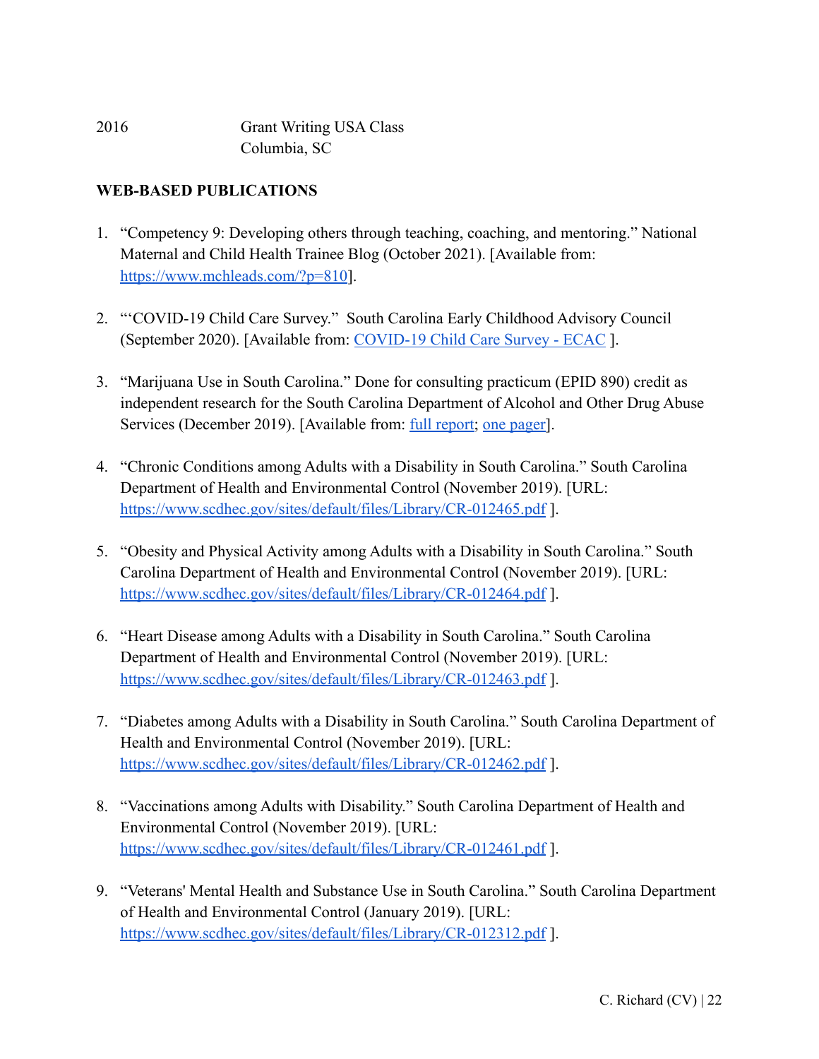2016 Grant Writing USA Class
Columbia, SC

**WEB-BASED PUBLICATIONS**

1. "Competency 9: Developing others through teaching, coaching, and mentoring." National Maternal and Child Health Trainee Blog (October 2021). [Available from: https://www.mchleads.com/?p=810].

2. "'COVID-19 Child Care Survey." South Carolina Early Childhood Advisory Council (September 2020). [Available from: COVID-19 Child Care Survey - ECAC ].

3. "Marijuana Use in South Carolina." Done for consulting practicum (EPID 890) credit as independent research for the South Carolina Department of Alcohol and Other Drug Abuse Services (December 2019). [Available from: full report; one pager].

4. "Chronic Conditions among Adults with a Disability in South Carolina." South Carolina Department of Health and Environmental Control (November 2019). [URL: https://www.scdhec.gov/sites/default/files/Library/CR-012465.pdf ].

5. "Obesity and Physical Activity among Adults with a Disability in South Carolina." South Carolina Department of Health and Environmental Control (November 2019). [URL: https://www.scdhec.gov/sites/default/files/Library/CR-012464.pdf ].

6. "Heart Disease among Adults with a Disability in South Carolina." South Carolina Department of Health and Environmental Control (November 2019). [URL: https://www.scdhec.gov/sites/default/files/Library/CR-012463.pdf ].

7. "Diabetes among Adults with a Disability in South Carolina." South Carolina Department of Health and Environmental Control (November 2019). [URL: https://www.scdhec.gov/sites/default/files/Library/CR-012462.pdf ].

8. "Vaccinations among Adults with Disability." South Carolina Department of Health and Environmental Control (November 2019). [URL: https://www.scdhec.gov/sites/default/files/Library/CR-012461.pdf ].

9. "Veterans' Mental Health and Substance Use in South Carolina." South Carolina Department of Health and Environmental Control (January 2019). [URL: https://www.scdhec.gov/sites/default/files/Library/CR-012312.pdf ].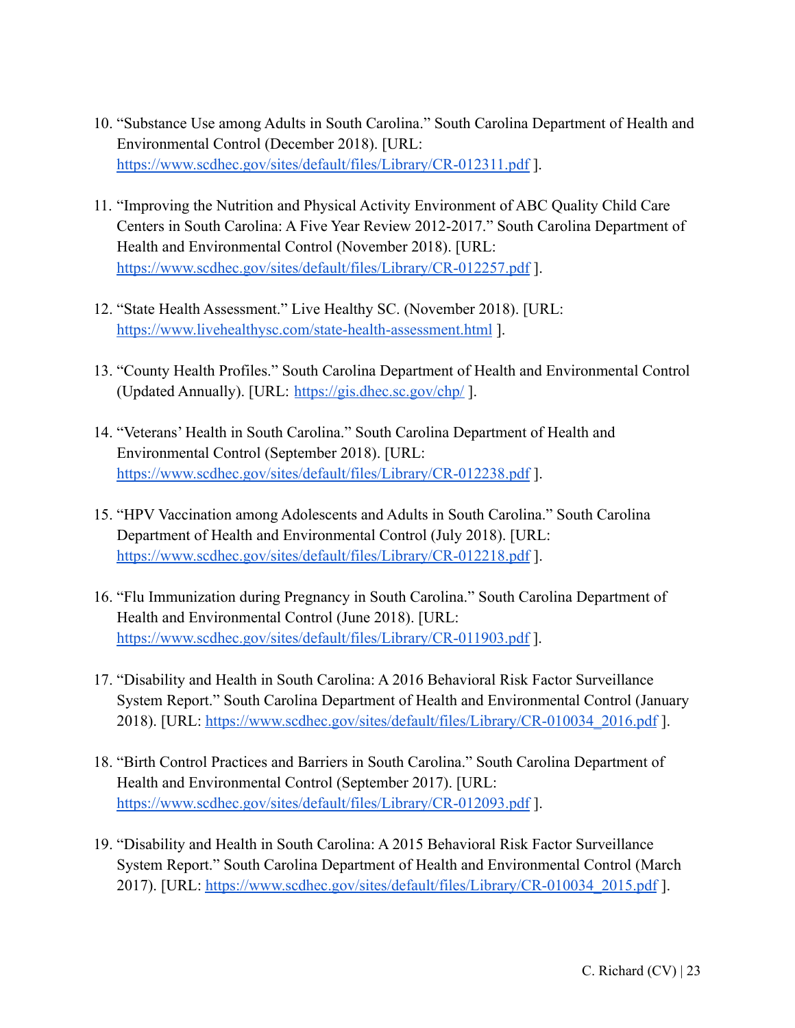10. "Substance Use among Adults in South Carolina." South Carolina Department of Health and Environmental Control (December 2018). [URL: https://www.scdhec.gov/sites/default/files/Library/CR-012311.pdf ].

11. "Improving the Nutrition and Physical Activity Environment of ABC Quality Child Care Centers in South Carolina: A Five Year Review 2012-2017." South Carolina Department of Health and Environmental Control (November 2018). [URL: https://www.scdhec.gov/sites/default/files/Library/CR-012257.pdf ].

12. "State Health Assessment." Live Healthy SC. (November 2018). [URL: https://www.livehealthysc.com/state-health-assessment.html ].

13. "County Health Profiles." South Carolina Department of Health and Environmental Control (Updated Annually). [URL: https://gis.dhec.sc.gov/chp/ ].

14. "Veterans' Health in South Carolina." South Carolina Department of Health and Environmental Control (September 2018). [URL: https://www.scdhec.gov/sites/default/files/Library/CR-012238.pdf ].

15. "HPV Vaccination among Adolescents and Adults in South Carolina." South Carolina Department of Health and Environmental Control (July 2018). [URL: https://www.scdhec.gov/sites/default/files/Library/CR-012218.pdf ].

16. "Flu Immunization during Pregnancy in South Carolina." South Carolina Department of Health and Environmental Control (June 2018). [URL: https://www.scdhec.gov/sites/default/files/Library/CR-011903.pdf ].

17. "Disability and Health in South Carolina: A 2016 Behavioral Risk Factor Surveillance System Report." South Carolina Department of Health and Environmental Control (January 2018). [URL: https://www.scdhec.gov/sites/default/files/Library/CR-010034_2016.pdf ].

18. "Birth Control Practices and Barriers in South Carolina." South Carolina Department of Health and Environmental Control (September 2017). [URL: https://www.scdhec.gov/sites/default/files/Library/CR-012093.pdf ].

19. "Disability and Health in South Carolina: A 2015 Behavioral Risk Factor Surveillance System Report." South Carolina Department of Health and Environmental Control (March 2017). [URL: https://www.scdhec.gov/sites/default/files/Library/CR-010034_2015.pdf ].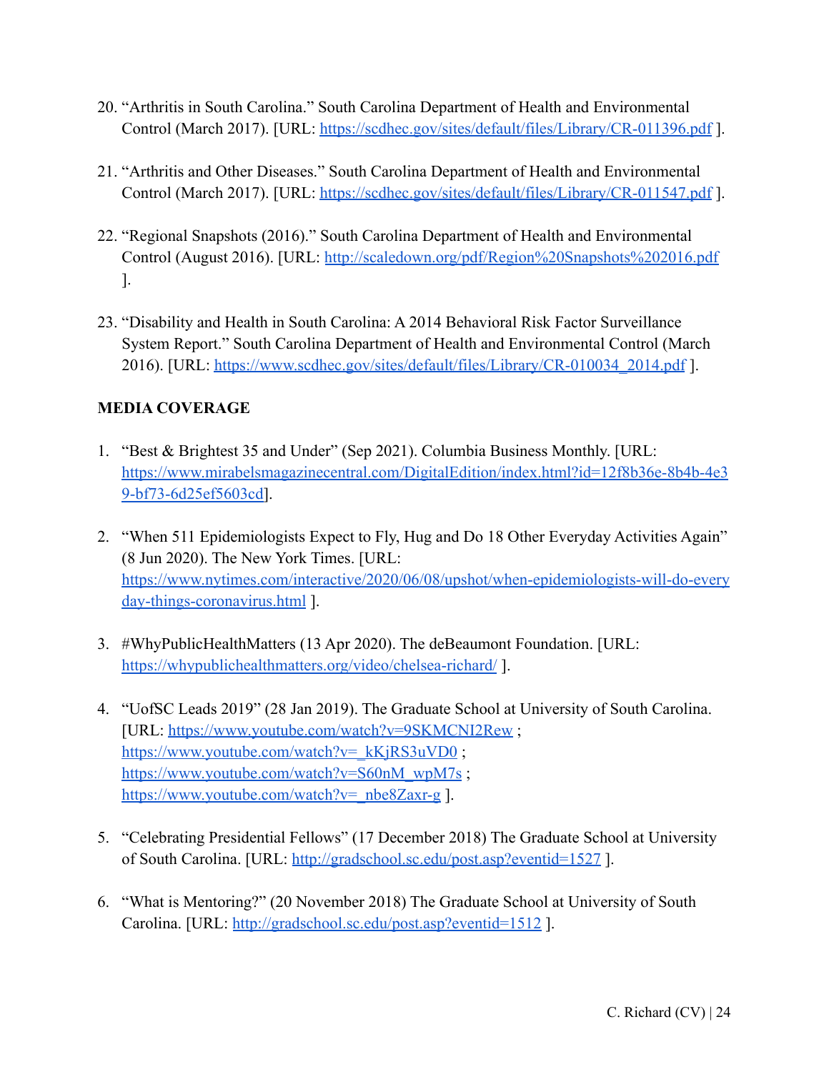20. "Arthritis in South Carolina." South Carolina Department of Health and Environmental Control (March 2017). [URL: https://scdhec.gov/sites/default/files/Library/CR-011396.pdf ].

21. "Arthritis and Other Diseases." South Carolina Department of Health and Environmental Control (March 2017). [URL: https://scdhec.gov/sites/default/files/Library/CR-011547.pdf ].

22. "Regional Snapshots (2016)." South Carolina Department of Health and Environmental Control (August 2016). [URL: http://scaledown.org/pdf/Region%20Snapshots%202016.pdf ].

23. "Disability and Health in South Carolina: A 2014 Behavioral Risk Factor Surveillance System Report." South Carolina Department of Health and Environmental Control (March 2016). [URL: https://www.scdhec.gov/sites/default/files/Library/CR-010034_2014.pdf ].

**MEDIA COVERAGE**

1. "Best & Brightest 35 and Under" (Sep 2021). Columbia Business Monthly. [URL: https://www.mirabelsmagazinecentral.com/DigitalEdition/index.html?id=12f8b36e-8b4b-4e39-bf73-6d25ef5603cd].

2. "When 511 Epidemiologists Expect to Fly, Hug and Do 18 Other Everyday Activities Again" (8 Jun 2020). The New York Times. [URL: https://www.nytimes.com/interactive/2020/06/08/upshot/when-epidemiologists-will-do-everyday-things-coronavirus.html ].

3. #WhyPublicHealthMatters (13 Apr 2020). The deBeaumont Foundation. [URL: https://whypublichealthmatters.org/video/chelsea-richard/ ].

4. "UofSC Leads 2019" (28 Jan 2019). The Graduate School at University of South Carolina. [URL: https://www.youtube.com/watch?v=9SKMCNI2Rew ; https://www.youtube.com/watch?v=_kKjRS3uVD0 ; https://www.youtube.com/watch?v=S60nM_wpM7s ; https://www.youtube.com/watch?v=_nbe8Zaxr-g ].

5. "Celebrating Presidential Fellows" (17 December 2018) The Graduate School at University of South Carolina. [URL: http://gradschool.sc.edu/post.asp?eventid=1527 ].

6. "What is Mentoring?" (20 November 2018) The Graduate School at University of South Carolina. [URL: http://gradschool.sc.edu/post.asp?eventid=1512 ].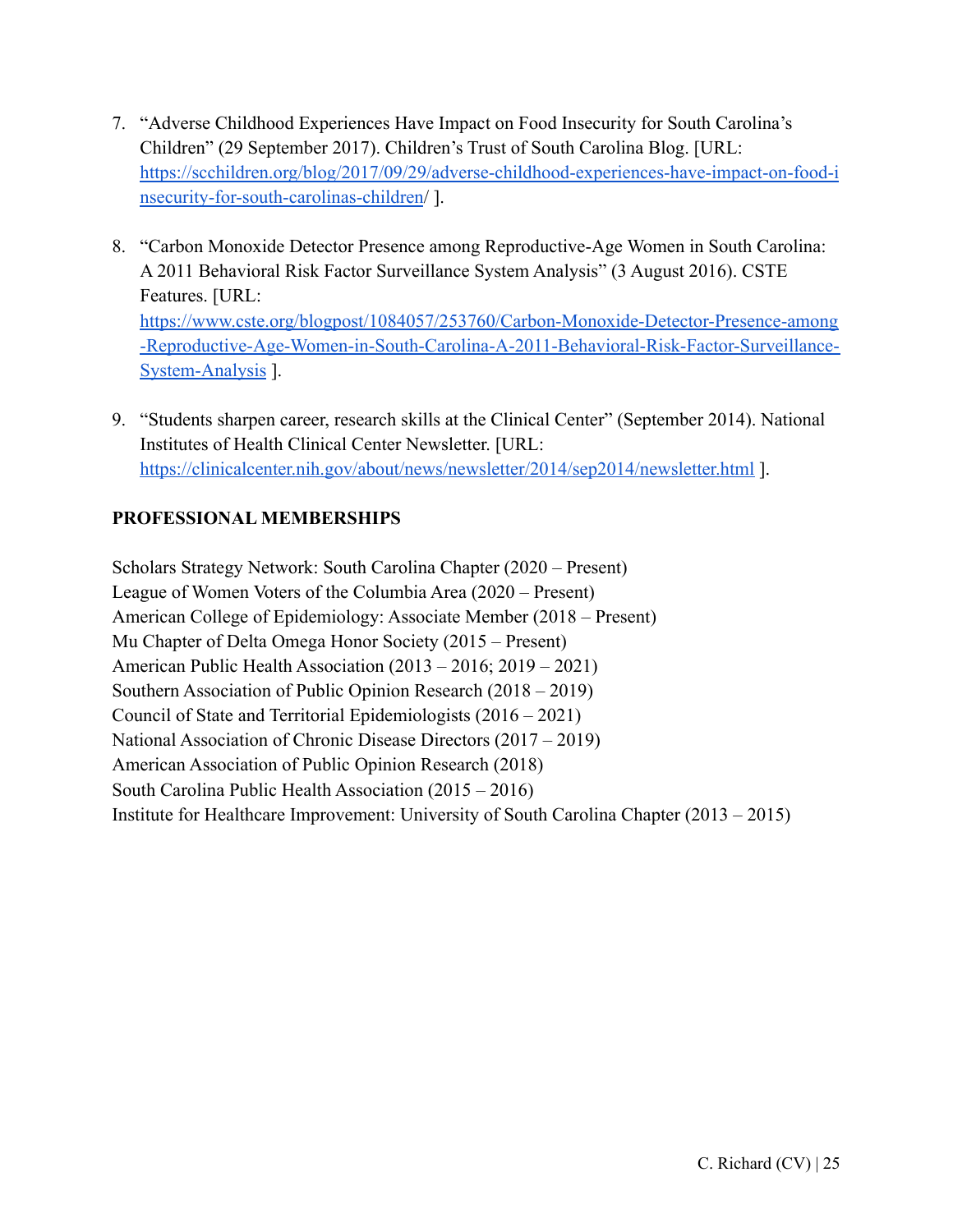7. "Adverse Childhood Experiences Have Impact on Food Insecurity for South Carolina's Children" (29 September 2017). Children's Trust of South Carolina Blog. [URL: https://scchildren.org/blog/2017/09/29/adverse-childhood-experiences-have-impact-on-food-insecurity-for-south-carolinas-children/ ].

8. "Carbon Monoxide Detector Presence among Reproductive-Age Women in South Carolina: A 2011 Behavioral Risk Factor Surveillance System Analysis" (3 August 2016). CSTE Features. [URL: https://www.cste.org/blogpost/1084057/253760/Carbon-Monoxide-Detector-Presence-among-Reproductive-Age-Women-in-South-Carolina-A-2011-Behavioral-Risk-Factor-Surveillance-System-Analysis ].

9. "Students sharpen career, research skills at the Clinical Center" (September 2014). National Institutes of Health Clinical Center Newsletter. [URL: https://clinicalcenter.nih.gov/about/news/newsletter/2014/sep2014/newsletter.html ].

**PROFESSIONAL MEMBERSHIPS**

Scholars Strategy Network: South Carolina Chapter (2020 – Present)
League of Women Voters of the Columbia Area (2020 – Present)
American College of Epidemiology: Associate Member (2018 – Present)
Mu Chapter of Delta Omega Honor Society (2015 – Present)
American Public Health Association (2013 – 2016; 2019 – 2021)
Southern Association of Public Opinion Research (2018 – 2019)
Council of State and Territorial Epidemiologists (2016 – 2021)
National Association of Chronic Disease Directors (2017 – 2019)
American Association of Public Opinion Research (2018)
South Carolina Public Health Association (2015 – 2016)
Institute for Healthcare Improvement: University of South Carolina Chapter (2013 – 2015)